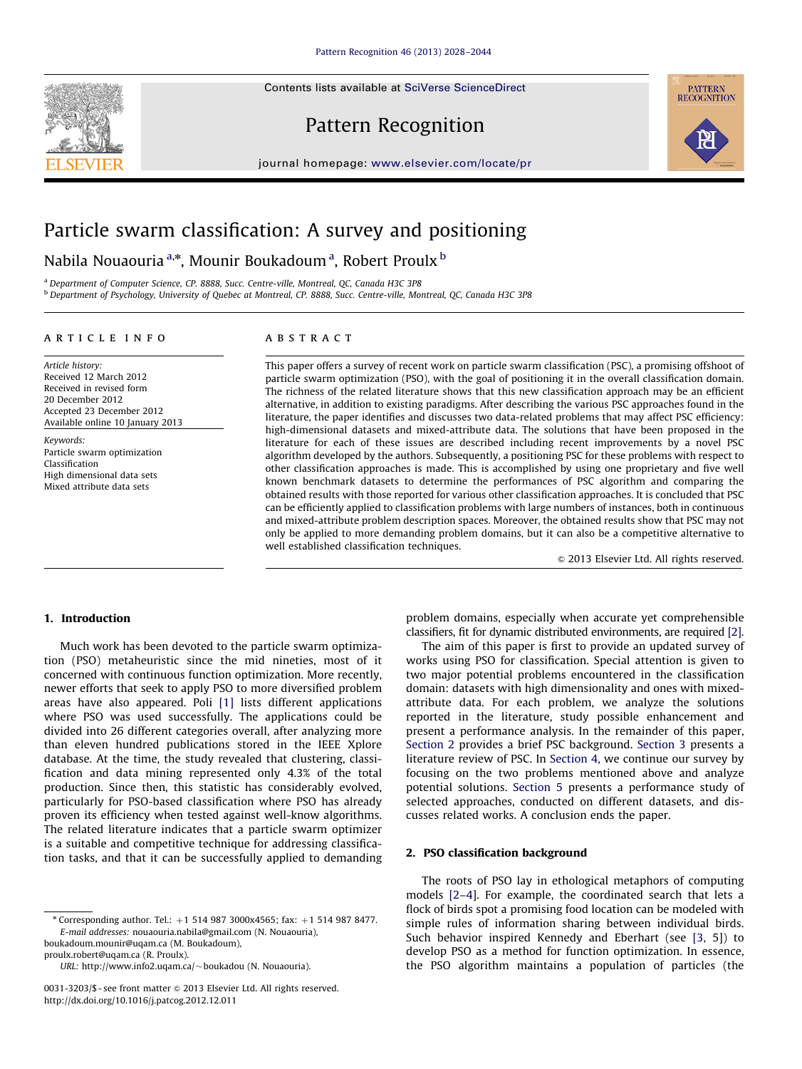# Particle swarm classification: A survey and positioning

Nabila Nouaouria [a,*], Mounir Boukadoum [a], Robert Proulx [b]

[a] Department of Computer Science, CP. 8888, Succ. Centre-ville, Montreal, QC, Canada H3C 3P8
[b] Department of Psychology, University of Quebec at Montreal, CP. 8888, Succ. Centre-ville, Montreal, QC, Canada H3C 3P8

## ARTICLE INFO

*Article history:*
Received 12 March 2012
Received in revised form
20 December 2012
Accepted 23 December 2012
Available online 10 January 2013

*Keywords:*
Particle swarm optimization
Classification
High dimensional data sets
Mixed attribute data sets

## ABSTRACT

This paper offers a survey of recent work on particle swarm classification (PSC), a promising offshoot of particle swarm optimization (PSO), with the goal of positioning it in the overall classification domain. The richness of the related literature shows that this new classification approach may be an efficient alternative, in addition to existing paradigms. After describing the various PSC approaches found in the literature, the paper identifies and discusses two data-related problems that may affect PSC efficiency: high-dimensional datasets and mixed-attribute data. The solutions that have been proposed in the literature for each of these issues are described including recent improvements by a novel PSC algorithm developed by the authors. Subsequently, a positioning PSC for these problems with respect to other classification approaches is made. This is accomplished by using one proprietary and five well known benchmark datasets to determine the performances of PSC algorithm and comparing the obtained results with those reported for various other classification approaches. It is concluded that PSC can be efficiently applied to classification problems with large numbers of instances, both in continuous and mixed-attribute problem description spaces. Moreover, the obtained results show that PSC may not only be applied to more demanding problem domains, but it can also be a competitive alternative to well established classification techniques.

© 2013 Elsevier Ltd. All rights reserved.

## 1. Introduction

Much work has been devoted to the particle swarm optimization (PSO) metaheuristic since the mid nineties, most of it concerned with continuous function optimization. More recently, newer efforts that seek to apply PSO to more diversified problem areas have also appeared. Poli [1] lists different applications where PSO was used successfully. The applications could be divided into 26 different categories overall, after analyzing more than eleven hundred publications stored in the IEEE Xplore database. At the time, the study revealed that clustering, classification and data mining represented only 4.3% of the total production. Since then, this statistic has considerably evolved, particularly for PSO-based classification where PSO has already proven its efficiency when tested against well-know algorithms. The related literature indicates that a particle swarm optimizer is a suitable and competitive technique for addressing classification tasks, and that it can be successfully applied to demanding problem domains, especially when accurate yet comprehensible classifiers, fit for dynamic distributed environments, are required [2].

The aim of this paper is first to provide an updated survey of works using PSO for classification. Special attention is given to two major potential problems encountered in the classification domain: datasets with high dimensionality and ones with mixed-attribute data. For each problem, we analyze the solutions reported in the literature, study possible enhancement and present a performance analysis. In the remainder of this paper, Section 2 provides a brief PSC background. Section 3 presents a literature review of PSC. In Section 4, we continue our survey by focusing on the two problems mentioned above and analyze potential solutions. Section 5 presents a performance study of selected approaches, conducted on different datasets, and discusses related works. A conclusion ends the paper.

## 2. PSO classification background

The roots of PSO lay in ethological metaphors of computing models [2–4]. For example, the coordinated search that lets a flock of birds spot a promising food location can be modeled with simple rules of information sharing between individual birds. Such behavior inspired Kennedy and Eberhart (see [3, 5]) to develop PSO as a method for function optimization. In essence, the PSO algorithm maintains a population of particles (the

* Corresponding author. Tel.: +1 514 987 3000x4565; fax: +1 514 987 8477.
*E-mail addresses:* nouaouria.nabila@gmail.com (N. Nouaouria), boukadoum.mounir@uqam.ca (M. Boukadoum), proulx.robert@uqam.ca (R. Proulx).
*URL:* http://www.info2.uqam.ca/~boukadou (N. Nouaouria).

0031-3203/$ - see front matter © 2013 Elsevier Ltd. All rights reserved.
http://dx.doi.org/10.1016/j.patcog.2012.12.011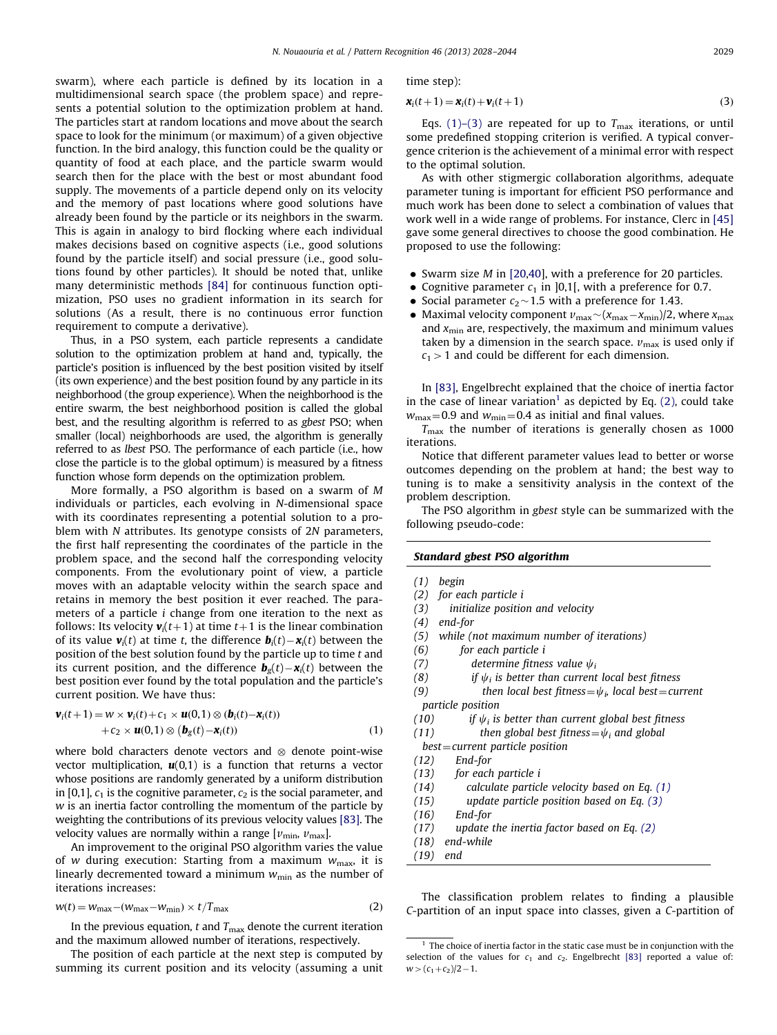swarm), where each particle is defined by its location in a multidimensional search space (the problem space) and represents a potential solution to the optimization problem at hand. The particles start at random locations and move about the search space to look for the minimum (or maximum) of a given objective function. In the bird analogy, this function could be the quality or quantity of food at each place, and the particle swarm would search then for the place with the best or most abundant food supply. The movements of a particle depend only on its velocity and the memory of past locations where good solutions have already been found by the particle or its neighbors in the swarm. This is again in analogy to bird flocking where each individual makes decisions based on cognitive aspects (i.e., good solutions found by the particle itself) and social pressure (i.e., good solutions found by other particles). It should be noted that, unlike many deterministic methods [84] for continuous function optimization, PSO uses no gradient information in its search for solutions (As a result, there is no continuous error function requirement to compute a derivative).

Thus, in a PSO system, each particle represents a candidate solution to the optimization problem and, typically, the particle's position is influenced by the best position visited by itself (its own experience) and the best position found by any particle in its neighborhood (the group experience). When the neighborhood is the entire swarm, the best neighborhood position is called the global best, and the resulting algorithm is referred to as *gbest* PSO; when smaller (local) neighborhoods are used, the algorithm is generally referred to as *lbest* PSO. The performance of each particle (i.e., how close the particle is to the global optimum) is measured by a fitness function whose form depends on the optimization problem.

More formally, a PSO algorithm is based on a swarm of $M$ individuals or particles, each evolving in $N$-dimensional space with its coordinates representing a potential solution to a problem with $N$ attributes. Its genotype consists of $2N$ parameters, the first half representing the coordinates of the particle in the problem space, and the second half the corresponding velocity components. From the evolutionary point of view, a particle moves with an adaptable velocity within the search space and retains in memory the best position it ever reached. The parameters of a particle $i$ change from one iteration to the next as follows: Its velocity $\mathbf{v}_i(t+1)$ at time $t+1$ is the linear combination of its value $\mathbf{v}_i(t)$ at time $t$, the difference $\mathbf{b}_i(t)-\mathbf{x}_i(t)$ between the position of the best solution found by the particle up to time $t$ and its current position, and the difference $\mathbf{b}_g(t)-\mathbf{x}_i(t)$ between the best position ever found by the total population and the particle's current position. We have thus:

$$\mathbf{v}_i(t+1) = w \times \mathbf{v}_i(t) + c_1 \times \mathbf{u}(0,1) \otimes (\mathbf{b}_i(t) - \mathbf{x}_i(t)) + c_2 \times \mathbf{u}(0,1) \otimes (\mathbf{b}_g(t) - \mathbf{x}_i(t)) \tag{1}$$

where bold characters denote vectors and $\otimes$ denote point-wise vector multiplication, $\mathbf{u}(0,1)$ is a function that returns a vector whose positions are randomly generated by a uniform distribution in [0,1], $c_1$ is the cognitive parameter, $c_2$ is the social parameter, and $w$ is an inertia factor controlling the momentum of the particle by weighting the contributions of its previous velocity values [83]. The velocity values are normally within a range $[v_{\min}, v_{\max}]$.

An improvement to the original PSO algorithm varies the value of $w$ during execution: Starting from a maximum $w_{\max}$, it is linearly decremented toward a minimum $w_{\min}$ as the number of iterations increases:

$$w(t) = w_{\max} - (w_{\max} - w_{\min}) \times t / T_{\max} \tag{2}$$

In the previous equation, $t$ and $T_{\max}$ denote the current iteration and the maximum allowed number of iterations, respectively.

The position of each particle at the next step is computed by summing its current position and its velocity (assuming a unit time step):

$$\mathbf{x}_i(t+1) = \mathbf{x}_i(t) + \mathbf{v}_i(t+1) \tag{3}$$

Eqs. (1)–(3) are repeated for up to $T_{\max}$ iterations, or until some predefined stopping criterion is verified. A typical convergence criterion is the achievement of a minimal error with respect to the optimal solution.

As with other stigmergic collaboration algorithms, adequate parameter tuning is important for efficient PSO performance and much work has been done to select a combination of values that work well in a wide range of problems. For instance, Clerc in [45] gave some general directives to choose the good combination. He proposed to use the following:

- Swarm size $M$ in [20,40], with a preference for 20 particles.
- Cognitive parameter $c_1$ in ]0,1[, with a preference for 0.7.
- Social parameter $c_2 \sim 1.5$ with a preference for 1.43.
- Maximal velocity component $v_{\max} \sim (x_{\max} - x_{\min})/2$, where $x_{\max}$ and $x_{\min}$ are, respectively, the maximum and minimum values taken by a dimension in the search space. $v_{\max}$ is used only if $c_1 > 1$ and could be different for each dimension.

In [83], Engelbrecht explained that the choice of inertia factor in the case of linear variation[1] as depicted by Eq. (2), could take $w_{\max} = 0.9$ and $w_{\min} = 0.4$ as initial and final values.

$T_{\max}$ the number of iterations is generally chosen as 1000 iterations.

Notice that different parameter values lead to better or worse outcomes depending on the problem at hand; the best way to tuning is to make a sensitivity analysis in the context of the problem description.

The PSO algorithm in *gbest* style can be summarized with the following pseudo-code:

***Standard gbest PSO algorithm***

*(1) begin*
*(2) for each particle i*
*(3) initialize position and velocity*
*(4) end-for*
*(5) while (not maximum number of iterations)*
*(6) for each particle i*
*(7) determine fitness value $\psi_i$*
*(8) if $\psi_i$ is better than current local best fitness*
*(9) then local best fitness = $\psi_i$, local best = current particle position*
*(10) if $\psi_i$ is better than current global best fitness*
*(11) then global best fitness = $\psi_i$ and global best = current particle position*
*(12) End-for*
*(13) for each particle i*
*(14) calculate particle velocity based on Eq. (1)*
*(15) update particle position based on Eq. (3)*
*(16) End-for*
*(17) update the inertia factor based on Eq. (2)*
*(18) end-while*
*(19) end*

The classification problem relates to finding a plausible $C$-partition of an input space into classes, given a $C$-partition of

[1] The choice of inertia factor in the static case must be in conjunction with the selection of the values for $c_1$ and $c_2$. Engelbrecht [83] reported a value of: $w > (c_1 + c_2)/2 - 1$.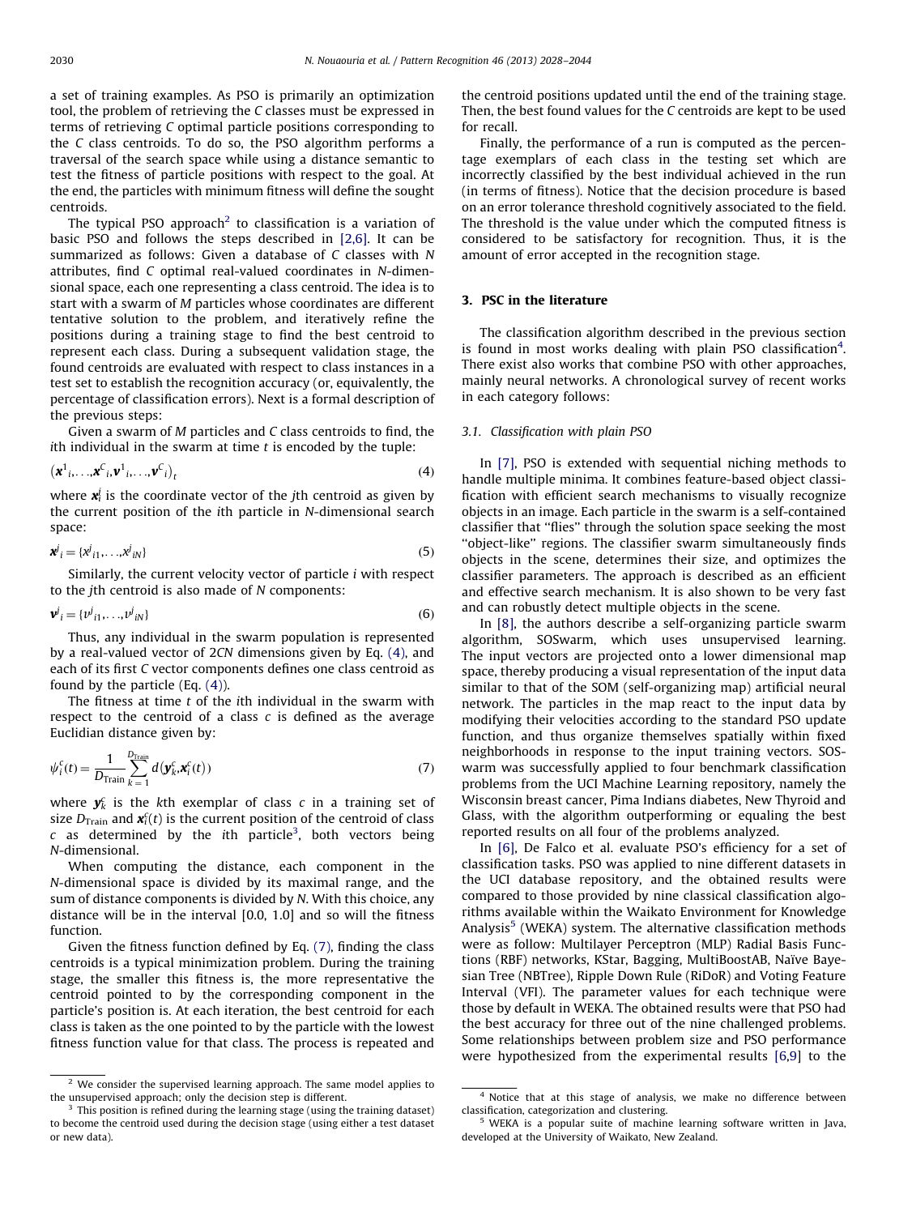a set of training examples. As PSO is primarily an optimization tool, the problem of retrieving the $C$ classes must be expressed in terms of retrieving $C$ optimal particle positions corresponding to the $C$ class centroids. To do so, the PSO algorithm performs a traversal of the search space while using a distance semantic to test the fitness of particle positions with respect to the goal. At the end, the particles with minimum fitness will define the sought centroids.

The typical PSO approach[2] to classification is a variation of basic PSO and follows the steps described in [2,6]. It can be summarized as follows: Given a database of $C$ classes with $N$ attributes, find $C$ optimal real-valued coordinates in $N$-dimensional space, each one representing a class centroid. The idea is to start with a swarm of $M$ particles whose coordinates are different tentative solution to the problem, and iteratively refine the positions during a training stage to find the best centroid to represent each class. During a subsequent validation stage, the found centroids are evaluated with respect to class instances in a test set to establish the recognition accuracy (or, equivalently, the percentage of classification errors). Next is a formal description of the previous steps:

Given a swarm of $M$ particles and $C$ class centroids to find, the $i$th individual in the swarm at time $t$ is encoded by the tuple:

$$(\mathbf{x}^1{}_i,\ldots,\mathbf{x}^C{}_i,\mathbf{v}^1{}_i,\ldots,\mathbf{v}^C{}_i)_t \tag{4}$$

where $\mathbf{x}_i^j$ is the coordinate vector of the $j$th centroid as given by the current position of the $i$th particle in $N$-dimensional search space:

$$\mathbf{x}^j{}_i = \{x^j{}_{i1},\ldots,x^j{}_{iN}\} \tag{5}$$

Similarly, the current velocity vector of particle $i$ with respect to the $j$th centroid is also made of $N$ components:

$$\mathbf{v}^j{}_i = \{v^j{}_{i1},\ldots,v^j{}_{iN}\} \tag{6}$$

Thus, any individual in the swarm population is represented by a real-valued vector of $2CN$ dimensions given by Eq. (4), and each of its first $C$ vector components defines one class centroid as found by the particle (Eq. (4)).

The fitness at time $t$ of the $i$th individual in the swarm with respect to the centroid of a class $c$ is defined as the average Euclidian distance given by:

$$\psi_i^c(t) = \frac{1}{D_{\text{Train}}}\sum_{k=1}^{D_{\text{Train}}} d(\mathbf{y}_k^c, \mathbf{x}_i^c(t)) \tag{7}$$

where $\mathbf{y}_k^c$ is the $k$th exemplar of class $c$ in a training set of size $D_{\text{Train}}$ and $\mathbf{x}_i^c(t)$ is the current position of the centroid of class $c$ as determined by the $i$th particle[3], both vectors being $N$-dimensional.

When computing the distance, each component in the $N$-dimensional space is divided by its maximal range, and the sum of distance components is divided by $N$. With this choice, any distance will be in the interval [0.0, 1.0] and so will the fitness function.

Given the fitness function defined by Eq. (7), finding the class centroids is a typical minimization problem. During the training stage, the smaller this fitness is, the more representative the centroid pointed to by the corresponding component in the particle's position is. At each iteration, the best centroid for each class is taken as the one pointed to by the particle with the lowest fitness function value for that class. The process is repeated and the centroid positions updated until the end of the training stage. Then, the best found values for the $C$ centroids are kept to be used for recall.

Finally, the performance of a run is computed as the percentage exemplars of each class in the testing set which are incorrectly classified by the best individual achieved in the run (in terms of fitness). Notice that the decision procedure is based on an error tolerance threshold cognitively associated to the field. The threshold is the value under which the computed fitness is considered to be satisfactory for recognition. Thus, it is the amount of error accepted in the recognition stage.

## 3. PSC in the literature

The classification algorithm described in the previous section is found in most works dealing with plain PSO classification[4]. There exist also works that combine PSO with other approaches, mainly neural networks. A chronological survey of recent works in each category follows:

### 3.1. Classification with plain PSO

In [7], PSO is extended with sequential niching methods to handle multiple minima. It combines feature-based object classification with efficient search mechanisms to visually recognize objects in an image. Each particle in the swarm is a self-contained classifier that "flies" through the solution space seeking the most "object-like" regions. The classifier swarm simultaneously finds objects in the scene, determines their size, and optimizes the classifier parameters. The approach is described as an efficient and effective search mechanism. It is also shown to be very fast and can robustly detect multiple objects in the scene.

In [8], the authors describe a self-organizing particle swarm algorithm, SOSwarm, which uses unsupervised learning. The input vectors are projected onto a lower dimensional map space, thereby producing a visual representation of the input data similar to that of the SOM (self-organizing map) artificial neural network. The particles in the map react to the input data by modifying their velocities according to the standard PSO update function, and thus organize themselves spatially within fixed neighborhoods in response to the input training vectors. SOSwarm was successfully applied to four benchmark classification problems from the UCI Machine Learning repository, namely the Wisconsin breast cancer, Pima Indians diabetes, New Thyroid and Glass, with the algorithm outperforming or equaling the best reported results on all four of the problems analyzed.

In [6], De Falco et al. evaluate PSO's efficiency for a set of classification tasks. PSO was applied to nine different datasets in the UCI database repository, and the obtained results were compared to those provided by nine classical classification algorithms available within the Waikato Environment for Knowledge Analysis[5] (WEKA) system. The alternative classification methods were as follow: Multilayer Perceptron (MLP) Radial Basis Functions (RBF) networks, KStar, Bagging, MultiBoostAB, Naïve Bayesian Tree (NBTree), Ripple Down Rule (RiDoR) and Voting Feature Interval (VFI). The parameter values for each technique were those by default in WEKA. The obtained results were that PSO had the best accuracy for three out of the nine challenged problems. Some relationships between problem size and PSO performance were hypothesized from the experimental results [6,9] to the

---

[2] We consider the supervised learning approach. The same model applies to the unsupervised approach; only the decision step is different.

[3] This position is refined during the learning stage (using the training dataset) to become the centroid used during the decision stage (using either a test dataset or new data).

[4] Notice that at this stage of analysis, we make no difference between classification, categorization and clustering.

[5] WEKA is a popular suite of machine learning software written in Java, developed at the University of Waikato, New Zealand.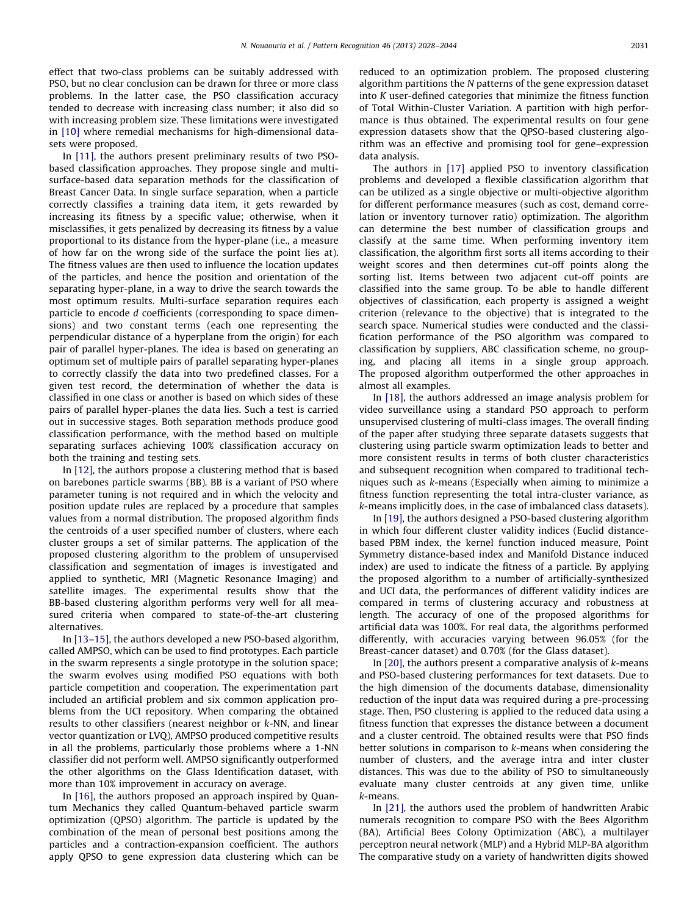effect that two-class problems can be suitably addressed with PSO, but no clear conclusion can be drawn for three or more class problems. In the latter case, the PSO classification accuracy tended to decrease with increasing class number; it also did so with increasing problem size. These limitations were investigated in [10] where remedial mechanisms for high-dimensional datasets were proposed.

In [11], the authors present preliminary results of two PSO-based classification approaches. They propose single and multi-surface-based data separation methods for the classification of Breast Cancer Data. In single surface separation, when a particle correctly classifies a training data item, it gets rewarded by increasing its fitness by a specific value; otherwise, when it misclassifies, it gets penalized by decreasing its fitness by a value proportional to its distance from the hyper-plane (i.e., a measure of how far on the wrong side of the surface the point lies at). The fitness values are then used to influence the location updates of the particles, and hence the position and orientation of the separating hyper-plane, in a way to drive the search towards the most optimum results. Multi-surface separation requires each particle to encode $d$ coefficients (corresponding to space dimensions) and two constant terms (each one representing the perpendicular distance of a hyperplane from the origin) for each pair of parallel hyper-planes. The idea is based on generating an optimum set of multiple pairs of parallel separating hyper-planes to correctly classify the data into two predefined classes. For a given test record, the determination of whether the data is classified in one class or another is based on which sides of these pairs of parallel hyper-planes the data lies. Such a test is carried out in successive stages. Both separation methods produce good classification performance, with the method based on multiple separating surfaces achieving 100% classification accuracy on both the training and testing sets.

In [12], the authors propose a clustering method that is based on barebones particle swarms (BB). BB is a variant of PSO where parameter tuning is not required and in which the velocity and position update rules are replaced by a procedure that samples values from a normal distribution. The proposed algorithm finds the centroids of a user specified number of clusters, where each cluster groups a set of similar patterns. The application of the proposed clustering algorithm to the problem of unsupervised classification and segmentation of images is investigated and applied to synthetic, MRI (Magnetic Resonance Imaging) and satellite images. The experimental results show that the BB-based clustering algorithm performs very well for all measured criteria when compared to state-of-the-art clustering alternatives.

In [13–15], the authors developed a new PSO-based algorithm, called AMPSO, which can be used to find prototypes. Each particle in the swarm represents a single prototype in the solution space; the swarm evolves using modified PSO equations with both particle competition and cooperation. The experimentation part included an artificial problem and six common application problems from the UCI repository. When comparing the obtained results to other classifiers (nearest neighbor or $k$-NN, and linear vector quantization or LVQ), AMPSO produced competitive results in all the problems, particularly those problems where a 1-NN classifier did not perform well. AMPSO significantly outperformed the other algorithms on the Glass Identification dataset, with more than 10% improvement in accuracy on average.

In [16], the authors proposed an approach inspired by Quantum Mechanics they called Quantum-behaved particle swarm optimization (QPSO) algorithm. The particle is updated by the combination of the mean of personal best positions among the particles and a contraction-expansion coefficient. The authors apply QPSO to gene expression data clustering which can be reduced to an optimization problem. The proposed clustering algorithm partitions the $N$ patterns of the gene expression dataset into $K$ user-defined categories that minimize the fitness function of Total Within-Cluster Variation. A partition with high performance is thus obtained. The experimental results on four gene expression datasets show that the QPSO-based clustering algorithm was an effective and promising tool for gene–expression data analysis.

The authors in [17] applied PSO to inventory classification problems and developed a flexible classification algorithm that can be utilized as a single objective or multi-objective algorithm for different performance measures (such as cost, demand correlation or inventory turnover ratio) optimization. The algorithm can determine the best number of classification groups and classify at the same time. When performing inventory item classification, the algorithm first sorts all items according to their weight scores and then determines cut-off points along the sorting list. Items between two adjacent cut-off points are classified into the same group. To be able to handle different objectives of classification, each property is assigned a weight criterion (relevance to the objective) that is integrated to the search space. Numerical studies were conducted and the classification performance of the PSO algorithm was compared to classification by suppliers, ABC classification scheme, no grouping, and placing all items in a single group approach. The proposed algorithm outperformed the other approaches in almost all examples.

In [18], the authors addressed an image analysis problem for video surveillance using a standard PSO approach to perform unsupervised clustering of multi-class images. The overall finding of the paper after studying three separate datasets suggests that clustering using particle swarm optimization leads to better and more consistent results in terms of both cluster characteristics and subsequent recognition when compared to traditional techniques such as $k$-means (Especially when aiming to minimize a fitness function representing the total intra-cluster variance, as $k$-means implicitly does, in the case of imbalanced class datasets).

In [19], the authors designed a PSO-based clustering algorithm in which four different cluster validity indices (Euclid distance-based PBM index, the kernel function induced measure, Point Symmetry distance-based index and Manifold Distance induced index) are used to indicate the fitness of a particle. By applying the proposed algorithm to a number of artificially-synthesized and UCI data, the performances of different validity indices are compared in terms of clustering accuracy and robustness at length. The accuracy of one of the proposed algorithms for artificial data was 100%. For real data, the algorithms performed differently, with accuracies varying between 96.05% (for the Breast-cancer dataset) and 0.70% (for the Glass dataset).

In [20], the authors present a comparative analysis of $k$-means and PSO-based clustering performances for text datasets. Due to the high dimension of the documents database, dimensionality reduction of the input data was required during a pre-processing stage. Then, PSO clustering is applied to the reduced data using a fitness function that expresses the distance between a document and a cluster centroid. The obtained results were that PSO finds better solutions in comparison to $k$-means when considering the number of clusters, and the average intra and inter cluster distances. This was due to the ability of PSO to simultaneously evaluate many cluster centroids at any given time, unlike $k$-means.

In [21], the authors used the problem of handwritten Arabic numerals recognition to compare PSO with the Bees Algorithm (BA), Artificial Bees Colony Optimization (ABC), a multilayer perceptron neural network (MLP) and a Hybrid MLP-BA algorithm The comparative study on a variety of handwritten digits showed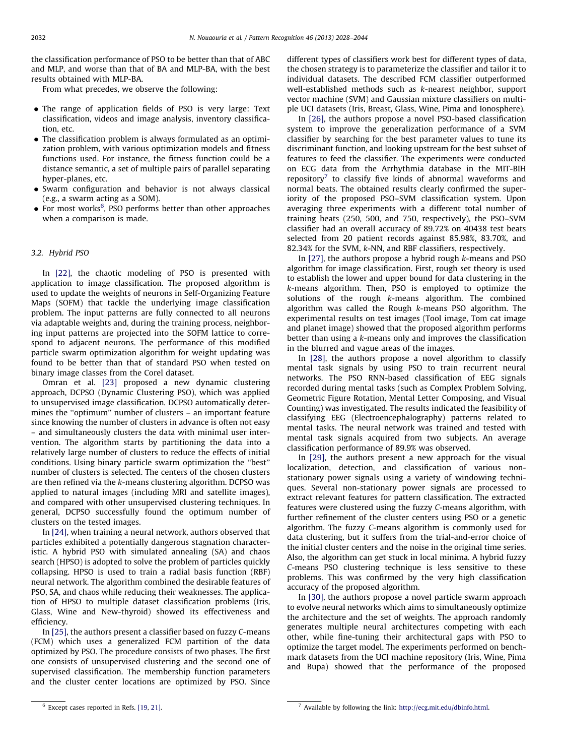the classification performance of PSO to be better than that of ABC and MLP, and worse than that of BA and MLP-BA, with the best results obtained with MLP-BA.

From what precedes, we observe the following:

- The range of application fields of PSO is very large: Text classification, videos and image analysis, inventory classification, etc.
- The classification problem is always formulated as an optimization problem, with various optimization models and fitness functions used. For instance, the fitness function could be a distance semantic, a set of multiple pairs of parallel separating hyper-planes, etc.
- Swarm configuration and behavior is not always classical (e.g., a swarm acting as a SOM).
- For most works[6], PSO performs better than other approaches when a comparison is made.

### 3.2. Hybrid PSO

In [22], the chaotic modeling of PSO is presented with application to image classification. The proposed algorithm is used to update the weights of neurons in Self-Organizing Feature Maps (SOFM) that tackle the underlying image classification problem. The input patterns are fully connected to all neurons via adaptable weights and, during the training process, neighboring input patterns are projected into the SOFM lattice to correspond to adjacent neurons. The performance of this modified particle swarm optimization algorithm for weight updating was found to be better than that of standard PSO when tested on binary image classes from the Corel dataset.

Omran et al. [23] proposed a new dynamic clustering approach, DCPSO (Dynamic Clustering PSO), which was applied to unsupervised image classification. DCPSO automatically determines the ''optimum'' number of clusters – an important feature since knowing the number of clusters in advance is often not easy – and simultaneously clusters the data with minimal user intervention. The algorithm starts by partitioning the data into a relatively large number of clusters to reduce the effects of initial conditions. Using binary particle swarm optimization the ''best'' number of clusters is selected. The centers of the chosen clusters are then refined via the *k*-means clustering algorithm. DCPSO was applied to natural images (including MRI and satellite images), and compared with other unsupervised clustering techniques. In general, DCPSO successfully found the optimum number of clusters on the tested images.

In [24], when training a neural network, authors observed that particles exhibited a potentially dangerous stagnation characteristic. A hybrid PSO with simulated annealing (SA) and chaos search (HPSO) is adopted to solve the problem of particles quickly collapsing. HPSO is used to train a radial basis function (RBF) neural network. The algorithm combined the desirable features of PSO, SA, and chaos while reducing their weaknesses. The application of HPSO to multiple dataset classification problems (Iris, Glass, Wine and New-thyroid) showed its effectiveness and efficiency.

In [25], the authors present a classifier based on fuzzy *C*-means (FCM) which uses a generalized FCM partition of the data optimized by PSO. The procedure consists of two phases. The first one consists of unsupervised clustering and the second one of supervised classification. The membership function parameters and the cluster center locations are optimized by PSO. Since different types of classifiers work best for different types of data, the chosen strategy is to parameterize the classifier and tailor it to individual datasets. The described FCM classifier outperformed well-established methods such as *k*-nearest neighbor, support vector machine (SVM) and Gaussian mixture classifiers on multiple UCI datasets (Iris, Breast, Glass, Wine, Pima and Ionosphere).

In [26], the authors propose a novel PSO-based classification system to improve the generalization performance of a SVM classifier by searching for the best parameter values to tune its discriminant function, and looking upstream for the best subset of features to feed the classifier. The experiments were conducted on ECG data from the Arrhythmia database in the MIT-BIH repository[7] to classify five kinds of abnormal waveforms and normal beats. The obtained results clearly confirmed the superiority of the proposed PSO–SVM classification system. Upon averaging three experiments with a different total number of training beats (250, 500, and 750, respectively), the PSO–SVM classifier had an overall accuracy of 89.72% on 40438 test beats selected from 20 patient records against 85.98%, 83.70%, and 82.34% for the SVM, *k*-NN, and RBF classifiers, respectively.

In [27], the authors propose a hybrid rough *k*-means and PSO algorithm for image classification. First, rough set theory is used to establish the lower and upper bound for data clustering in the *k*-means algorithm. Then, PSO is employed to optimize the solutions of the rough *k*-means algorithm. The combined algorithm was called the Rough *k*-means PSO algorithm. The experimental results on test images (Tool image, Tom cat image and planet image) showed that the proposed algorithm performs better than using a *k*-means only and improves the classification in the blurred and vague areas of the images.

In [28], the authors propose a novel algorithm to classify mental task signals by using PSO to train recurrent neural networks. The PSO RNN-based classification of EEG signals recorded during mental tasks (such as Complex Problem Solving, Geometric Figure Rotation, Mental Letter Composing, and Visual Counting) was investigated. The results indicated the feasibility of classifying EEG (Electroencephalography) patterns related to mental tasks. The neural network was trained and tested with mental task signals acquired from two subjects. An average classification performance of 89.9% was observed.

In [29], the authors present a new approach for the visual localization, detection, and classification of various non-stationary power signals using a variety of windowing techniques. Several non-stationary power signals are processed to extract relevant features for pattern classification. The extracted features were clustered using the fuzzy *C*-means algorithm, with further refinement of the cluster centers using PSO or a genetic algorithm. The fuzzy *C*-means algorithm is commonly used for data clustering, but it suffers from the trial-and-error choice of the initial cluster centers and the noise in the original time series. Also, the algorithm can get stuck in local minima. A hybrid fuzzy *C*-means PSO clustering technique is less sensitive to these problems. This was confirmed by the very high classification accuracy of the proposed algorithm.

In [30], the authors propose a novel particle swarm approach to evolve neural networks which aims to simultaneously optimize the architecture and the set of weights. The approach randomly generates multiple neural architectures competing with each other, while fine-tuning their architectural gaps with PSO to optimize the target model. The experiments performed on benchmark datasets from the UCI machine repository (Iris, Wine, Pima and Bupa) showed that the performance of the proposed

[6] Except cases reported in Refs. [19, 21].

[7] Available by following the link: http://ecg.mit.edu/dbinfo.html.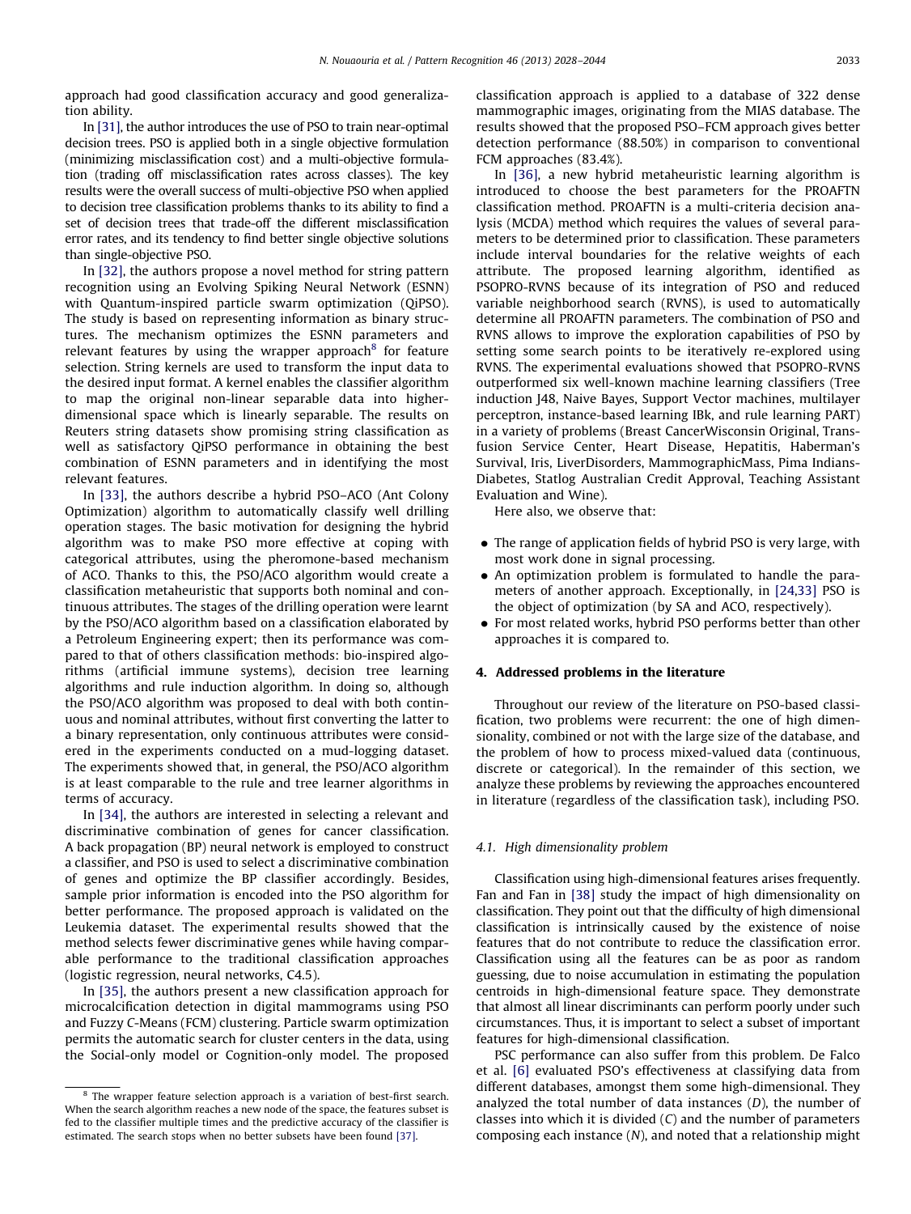approach had good classification accuracy and good generalization ability.

In [31], the author introduces the use of PSO to train near-optimal decision trees. PSO is applied both in a single objective formulation (minimizing misclassification cost) and a multi-objective formulation (trading off misclassification rates across classes). The key results were the overall success of multi-objective PSO when applied to decision tree classification problems thanks to its ability to find a set of decision trees that trade-off the different misclassification error rates, and its tendency to find better single objective solutions than single-objective PSO.

In [32], the authors propose a novel method for string pattern recognition using an Evolving Spiking Neural Network (ESNN) with Quantum-inspired particle swarm optimization (QiPSO). The study is based on representing information as binary structures. The mechanism optimizes the ESNN parameters and relevant features by using the wrapper approach[8] for feature selection. String kernels are used to transform the input data to the desired input format. A kernel enables the classifier algorithm to map the original non-linear separable data into higher-dimensional space which is linearly separable. The results on Reuters string datasets show promising string classification as well as satisfactory QiPSO performance in obtaining the best combination of ESNN parameters and in identifying the most relevant features.

In [33], the authors describe a hybrid PSO–ACO (Ant Colony Optimization) algorithm to automatically classify well drilling operation stages. The basic motivation for designing the hybrid algorithm was to make PSO more effective at coping with categorical attributes, using the pheromone-based mechanism of ACO. Thanks to this, the PSO/ACO algorithm would create a classification metaheuristic that supports both nominal and continuous attributes. The stages of the drilling operation were learnt by the PSO/ACO algorithm based on a classification elaborated by a Petroleum Engineering expert; then its performance was compared to that of others classification methods: bio-inspired algorithms (artificial immune systems), decision tree learning algorithms and rule induction algorithm. In doing so, although the PSO/ACO algorithm was proposed to deal with both continuous and nominal attributes, without first converting the latter to a binary representation, only continuous attributes were considered in the experiments conducted on a mud-logging dataset. The experiments showed that, in general, the PSO/ACO algorithm is at least comparable to the rule and tree learner algorithms in terms of accuracy.

In [34], the authors are interested in selecting a relevant and discriminative combination of genes for cancer classification. A back propagation (BP) neural network is employed to construct a classifier, and PSO is used to select a discriminative combination of genes and optimize the BP classifier accordingly. Besides, sample prior information is encoded into the PSO algorithm for better performance. The proposed approach is validated on the Leukemia dataset. The experimental results showed that the method selects fewer discriminative genes while having comparable performance to the traditional classification approaches (logistic regression, neural networks, C4.5).

In [35], the authors present a new classification approach for microcalcification detection in digital mammograms using PSO and Fuzzy *C*-Means (FCM) clustering. Particle swarm optimization permits the automatic search for cluster centers in the data, using the Social-only model or Cognition-only model. The proposed classification approach is applied to a database of 322 dense mammographic images, originating from the MIAS database. The results showed that the proposed PSO–FCM approach gives better detection performance (88.50%) in comparison to conventional FCM approaches (83.4%).

In [36], a new hybrid metaheuristic learning algorithm is introduced to choose the best parameters for the PROAFTN classification method. PROAFTN is a multi-criteria decision analysis (MCDA) method which requires the values of several parameters to be determined prior to classification. These parameters include interval boundaries for the relative weights of each attribute. The proposed learning algorithm, identified as PSOPRO-RVNS because of its integration of PSO and reduced variable neighborhood search (RVNS), is used to automatically determine all PROAFTN parameters. The combination of PSO and RVNS allows to improve the exploration capabilities of PSO by setting some search points to be iteratively re-explored using RVNS. The experimental evaluations showed that PSOPRO-RVNS outperformed six well-known machine learning classifiers (Tree induction J48, Naive Bayes, Support Vector machines, multilayer perceptron, instance-based learning IBk, and rule learning PART) in a variety of problems (Breast CancerWisconsin Original, Transfusion Service Center, Heart Disease, Hepatitis, Haberman's Survival, Iris, LiverDisorders, MammographicMass, Pima Indians-Diabetes, Statlog Australian Credit Approval, Teaching Assistant Evaluation and Wine).

Here also, we observe that:

- The range of application fields of hybrid PSO is very large, with most work done in signal processing.
- An optimization problem is formulated to handle the parameters of another approach. Exceptionally, in [24,33] PSO is the object of optimization (by SA and ACO, respectively).
- For most related works, hybrid PSO performs better than other approaches it is compared to.

## 4. Addressed problems in the literature

Throughout our review of the literature on PSO-based classification, two problems were recurrent: the one of high dimensionality, combined or not with the large size of the database, and the problem of how to process mixed-valued data (continuous, discrete or categorical). In the remainder of this section, we analyze these problems by reviewing the approaches encountered in literature (regardless of the classification task), including PSO.

### 4.1. High dimensionality problem

Classification using high-dimensional features arises frequently. Fan and Fan in [38] study the impact of high dimensionality on classification. They point out that the difficulty of high dimensional classification is intrinsically caused by the existence of noise features that do not contribute to reduce the classification error. Classification using all the features can be as poor as random guessing, due to noise accumulation in estimating the population centroids in high-dimensional feature space. They demonstrate that almost all linear discriminants can perform poorly under such circumstances. Thus, it is important to select a subset of important features for high-dimensional classification.

PSC performance can also suffer from this problem. De Falco et al. [6] evaluated PSO's effectiveness at classifying data from different databases, amongst them some high-dimensional. They analyzed the total number of data instances ($D$), the number of classes into which it is divided ($C$) and the number of parameters composing each instance ($N$), and noted that a relationship might

[8] The wrapper feature selection approach is a variation of best-first search. When the search algorithm reaches a new node of the space, the features subset is fed to the classifier multiple times and the predictive accuracy of the classifier is estimated. The search stops when no better subsets have been found [37].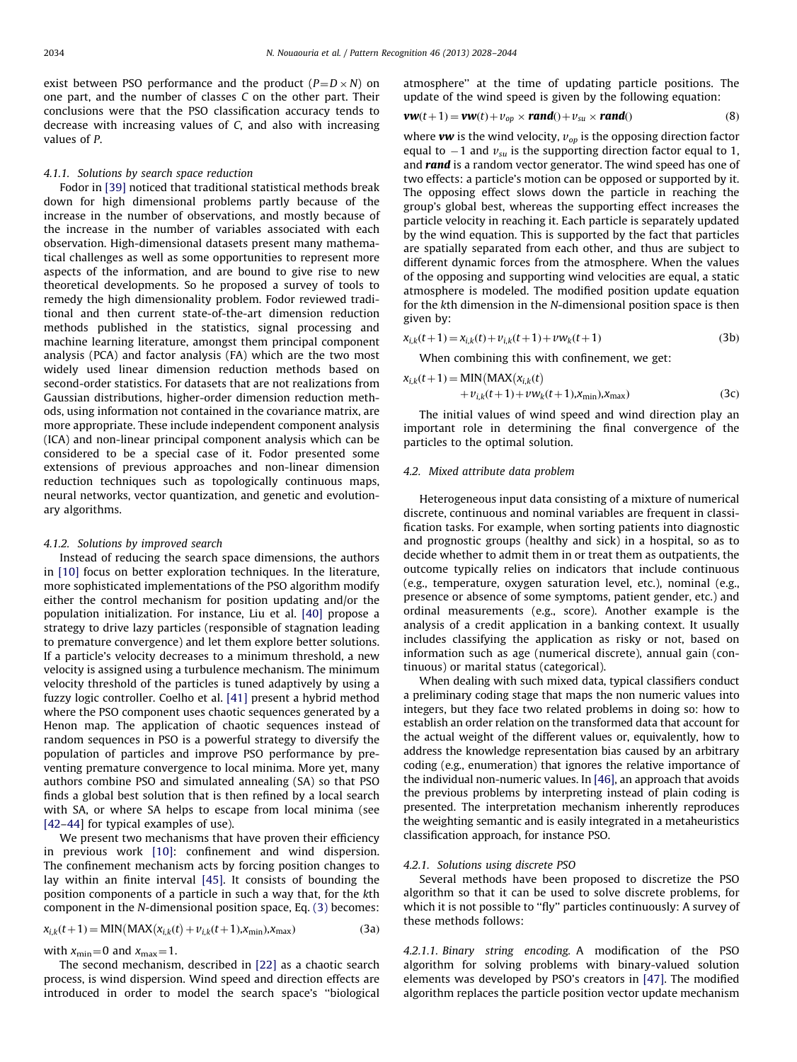exist between PSO performance and the product ($P=D\times N$) on one part, and the number of classes $C$ on the other part. Their conclusions were that the PSO classification accuracy tends to decrease with increasing values of $C$, and also with increasing values of $P$.

#### 4.1.1. Solutions by search space reduction

Fodor in [39] noticed that traditional statistical methods break down for high dimensional problems partly because of the increase in the number of observations, and mostly because of the increase in the number of variables associated with each observation. High-dimensional datasets present many mathematical challenges as well as some opportunities to represent more aspects of the information, and are bound to give rise to new theoretical developments. So he proposed a survey of tools to remedy the high dimensionality problem. Fodor reviewed traditional and then current state-of-the-art dimension reduction methods published in the statistics, signal processing and machine learning literature, amongst them principal component analysis (PCA) and factor analysis (FA) which are the two most widely used linear dimension reduction methods based on second-order statistics. For datasets that are not realizations from Gaussian distributions, higher-order dimension reduction methods, using information not contained in the covariance matrix, are more appropriate. These include independent component analysis (ICA) and non-linear principal component analysis which can be considered to be a special case of it. Fodor presented some extensions of previous approaches and non-linear dimension reduction techniques such as topologically continuous maps, neural networks, vector quantization, and genetic and evolutionary algorithms.

#### 4.1.2. Solutions by improved search

Instead of reducing the search space dimensions, the authors in [10] focus on better exploration techniques. In the literature, more sophisticated implementations of the PSO algorithm modify either the control mechanism for position updating and/or the population initialization. For instance, Liu et al. [40] propose a strategy to drive lazy particles (responsible of stagnation leading to premature convergence) and let them explore better solutions. If a particle's velocity decreases to a minimum threshold, a new velocity is assigned using a turbulence mechanism. The minimum velocity threshold of the particles is tuned adaptively by using a fuzzy logic controller. Coelho et al. [41] present a hybrid method where the PSO component uses chaotic sequences generated by a Henon map. The application of chaotic sequences instead of random sequences in PSO is a powerful strategy to diversify the population of particles and improve PSO performance by preventing premature convergence to local minima. More yet, many authors combine PSO and simulated annealing (SA) so that PSO finds a global best solution that is then refined by a local search with SA, or where SA helps to escape from local minima (see [42–44] for typical examples of use).

We present two mechanisms that have proven their efficiency in previous work [10]: confinement and wind dispersion. The confinement mechanism acts by forcing position changes to lay within an finite interval [45]. It consists of bounding the position components of a particle in such a way that, for the $k$th component in the $N$-dimensional position space, Eq. (3) becomes:

$$x_{i,k}(t+1)=\mathrm{MIN}(\mathrm{MAX}(x_{i,k}(t)+v_{i,k}(t+1),x_{\min}),x_{\max}) \tag{3a}$$

with $x_{\min}=0$ and $x_{\max}=1$.

The second mechanism, described in [22] as a chaotic search process, is wind dispersion. Wind speed and direction effects are introduced in order to model the search space's "biological atmosphere" at the time of updating particle positions. The update of the wind speed is given by the following equation:

$$\boldsymbol{vw}(t+1)=\boldsymbol{vw}(t)+v_{op}\times \boldsymbol{rand}()+v_{su}\times \boldsymbol{rand}() \tag{8}$$

where $\boldsymbol{vw}$ is the wind velocity, $v_{op}$ is the opposing direction factor equal to $-1$ and $v_{su}$ is the supporting direction factor equal to 1, and $\boldsymbol{rand}$ is a random vector generator. The wind speed has one of two effects: a particle's motion can be opposed or supported by it. The opposing effect slows down the particle in reaching the group's global best, whereas the supporting effect increases the particle velocity in reaching it. Each particle is separately updated by the wind equation. This is supported by the fact that particles are spatially separated from each other, and thus are subject to different dynamic forces from the atmosphere. When the values of the opposing and supporting wind velocities are equal, a static atmosphere is modeled. The modified position update equation for the $k$th dimension in the $N$-dimensional position space is then given by:

$$x_{i,k}(t+1)=x_{i,k}(t)+v_{i,k}(t+1)+vw_k(t+1) \tag{3b}$$

When combining this with confinement, we get:

$$x_{i,k}(t+1)=\mathrm{MIN}(\mathrm{MAX}(x_{i,k}(t)+v_{i,k}(t+1)+vw_k(t+1),x_{\min}),x_{\max}) \tag{3c}$$

The initial values of wind speed and wind direction play an important role in determining the final convergence of the particles to the optimal solution.

### 4.2. Mixed attribute data problem

Heterogeneous input data consisting of a mixture of numerical discrete, continuous and nominal variables are frequent in classification tasks. For example, when sorting patients into diagnostic and prognostic groups (healthy and sick) in a hospital, so as to decide whether to admit them in or treat them as outpatients, the outcome typically relies on indicators that include continuous (e.g., temperature, oxygen saturation level, etc.), nominal (e.g., presence or absence of some symptoms, patient gender, etc.) and ordinal measurements (e.g., score). Another example is the analysis of a credit application in a banking context. It usually includes classifying the application as risky or not, based on information such as age (numerical discrete), annual gain (continuous) or marital status (categorical).

When dealing with such mixed data, typical classifiers conduct a preliminary coding stage that maps the non numeric values into integers, but they face two related problems in doing so: how to establish an order relation on the transformed data that account for the actual weight of the different values or, equivalently, how to address the knowledge representation bias caused by an arbitrary coding (e.g., enumeration) that ignores the relative importance of the individual non-numeric values. In [46], an approach that avoids the previous problems by interpreting instead of plain coding is presented. The interpretation mechanism inherently reproduces the weighting semantic and is easily integrated in a metaheuristics classification approach, for instance PSO.

#### 4.2.1. Solutions using discrete PSO

Several methods have been proposed to discretize the PSO algorithm so that it can be used to solve discrete problems, for which it is not possible to "fly" particles continuously: A survey of these methods follows:

##### 4.2.1.1. Binary string encoding.

A modification of the PSO algorithm for solving problems with binary-valued solution elements was developed by PSO's creators in [47]. The modified algorithm replaces the particle position vector update mechanism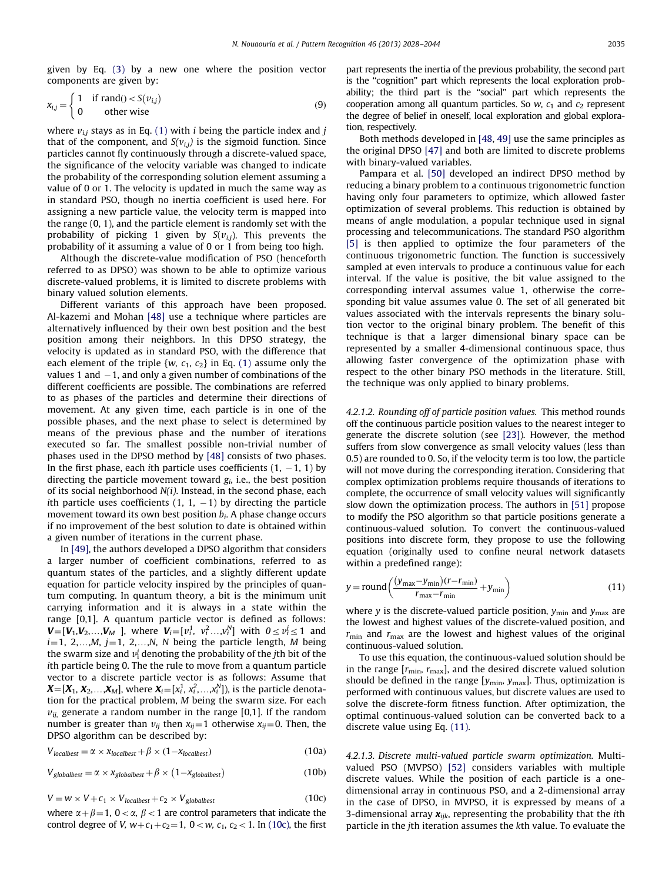given by Eq. (3) by a new one where the position vector components are given by:

$$x_{i,j} = \begin{cases} 1 & \text{if rand}() < S(v_{i,j}) \\ 0 & \text{other wise} \end{cases} \tag{9}$$

where $v_{i,j}$ stays as in Eq. (1) with $i$ being the particle index and $j$ that of the component, and $S(v_{i,j})$ is the sigmoid function. Since particles cannot fly continuously through a discrete-valued space, the significance of the velocity variable was changed to indicate the probability of the corresponding solution element assuming a value of 0 or 1. The velocity is updated in much the same way as in standard PSO, though no inertia coefficient is used here. For assigning a new particle value, the velocity term is mapped into the range (0, 1), and the particle element is randomly set with the probability of picking 1 given by $S(v_{i,j})$. This prevents the probability of it assuming a value of 0 or 1 from being too high.

Although the discrete-value modification of PSO (henceforth referred to as DPSO) was shown to be able to optimize various discrete-valued problems, it is limited to discrete problems with binary valued solution elements.

Different variants of this approach have been proposed. Al-kazemi and Mohan [48] use a technique where particles are alternatively influenced by their own best position and the best position among their neighbors. In this DPSO strategy, the velocity is updated as in standard PSO, with the difference that each element of the triple $\{w, c_1, c_2\}$ in Eq. (1) assume only the values 1 and $-1$, and only a given number of combinations of the different coefficients are possible. The combinations are referred to as phases of the particles and determine their directions of movement. At any given time, each particle is in one of the possible phases, and the next phase to select is determined by means of the previous phase and the number of iterations executed so far. The smallest possible non-trivial number of phases used in the DPSO method by [48] consists of two phases. In the first phase, each $i$th particle uses coefficients $(1, -1, 1)$ by directing the particle movement toward $g_i$, i.e., the best position of its social neighborhood $N(i)$. Instead, in the second phase, each $i$th particle uses coefficients $(1, 1, -1)$ by directing the particle movement toward its own best position $b_i$. A phase change occurs if no improvement of the best solution to date is obtained within a given number of iterations in the current phase.

In [49], the authors developed a DPSO algorithm that considers a larger number of coefficient combinations, referred to as quantum states of the particles, and a slightly different update equation for particle velocity inspired by the principles of quantum computing. In quantum theory, a bit is the minimum unit carrying information and it is always in a state within the range [0,1]. A quantum particle vector is defined as follows: $\boldsymbol{V}=[\boldsymbol{V}_1, \boldsymbol{V}_2, \ldots, \boldsymbol{V}_M]$, where $\boldsymbol{V}_i=[v_i^1, v_i^2 \ldots, v_i^N]$ with $0 \leq v_i^j \leq 1$ and $i=1, 2, \ldots, M$, $j=1, 2, \ldots, N$, $N$ being the particle length, $M$ being the swarm size and $v_i^j$ denoting the probability of the $j$th bit of the $i$th particle being 0. The the rule to move from a quantum particle vector to a discrete particle vector is as follows: Assume that $\boldsymbol{X}=[\boldsymbol{X}_1, \boldsymbol{X}_2, \ldots, \boldsymbol{X}_M]$, where $\boldsymbol{X}_i=[x_i^1, x_i^2, \ldots, x_i^N]$), is the particle denotation for the practical problem, $M$ being the swarm size. For each $v_{ij}$, generate a random number in the range [0,1]. If the random number is greater than $v_{ij}$ then $x_{ij}=1$ otherwise $x_{ij}=0$. Then, the DPSO algorithm can be described by:

$$V_{localbest} = \alpha \times x_{localbest} + \beta \times (1 - x_{localbest}) \tag{10a}$$

$$V_{globalbest} = \alpha \times x_{globalbest} + \beta \times (1 - x_{globalbest}) \tag{10b}$$

$$V = w \times V + c_1 \times V_{localbest} + c_2 \times V_{globalbest} \tag{10c}$$

where $\alpha + \beta = 1$, $0 < \alpha$, $\beta < 1$ are control parameters that indicate the control degree of $V$, $w + c_1 + c_2 = 1$, $0 < w$, $c_1$, $c_2 < 1$. In (10c), the first part represents the inertia of the previous probability, the second part is the "cognition" part which represents the local exploration probability; the third part is the "social" part which represents the cooperation among all quantum particles. So $w$, $c_1$ and $c_2$ represent the degree of belief in oneself, local exploration and global exploration, respectively.

Both methods developed in [48, 49] use the same principles as the original DPSO [47] and both are limited to discrete problems with binary-valued variables.

Pampara et al. [50] developed an indirect DPSO method by reducing a binary problem to a continuous trigonometric function having only four parameters to optimize, which allowed faster optimization of several problems. This reduction is obtained by means of angle modulation, a popular technique used in signal processing and telecommunications. The standard PSO algorithm [5] is then applied to optimize the four parameters of the continuous trigonometric function. The function is successively sampled at even intervals to produce a continuous value for each interval. If the value is positive, the bit value assigned to the corresponding interval assumes value 1, otherwise the corresponding bit value assumes value 0. The set of all generated bit values associated with the intervals represents the binary solution vector to the original binary problem. The benefit of this technique is that a larger dimensional binary space can be represented by a smaller 4-dimensional continuous space, thus allowing faster convergence of the optimization phase with respect to the other binary PSO methods in the literature. Still, the technique was only applied to binary problems.

*4.2.1.2. Rounding off of particle position values.* This method rounds off the continuous particle position values to the nearest integer to generate the discrete solution (see [23]). However, the method suffers from slow convergence as small velocity values (less than 0.5) are rounded to 0. So, if the velocity term is too low, the particle will not move during the corresponding iteration. Considering that complex optimization problems require thousands of iterations to complete, the occurrence of small velocity values will significantly slow down the optimization process. The authors in [51] propose to modify the PSO algorithm so that particle positions generate a continuous-valued solution. To convert the continuous-valued positions into discrete form, they propose to use the following equation (originally used to confine neural network datasets within a predefined range):

$$y = \text{round}\left(\frac{(y_{\max} - y_{\min})(r - r_{\min})}{r_{\max} - r_{\min}} + y_{\min}\right) \tag{11}$$

where $y$ is the discrete-valued particle position, $y_{\min}$ and $y_{\max}$ are the lowest and highest values of the discrete-valued position, and $r_{\min}$ and $r_{\max}$ are the lowest and highest values of the original continuous-valued solution.

To use this equation, the continuous-valued solution should be in the range $[r_{\min}, r_{\max}]$, and the desired discrete valued solution should be defined in the range $[y_{\min}, y_{\max}]$. Thus, optimization is performed with continuous values, but discrete values are used to solve the discrete-form fitness function. After optimization, the optimal continuous-valued solution can be converted back to a discrete value using Eq. (11).

*4.2.1.3. Discrete multi-valued particle swarm optimization.* Multi-valued PSO (MVPSO) [52] considers variables with multiple discrete values. While the position of each particle is a one-dimensional array in continuous PSO, and a 2-dimensional array in the case of DPSO, in MVPSO, it is expressed by means of a 3-dimensional array $\boldsymbol{x}_{ijk}$, representing the probability that the $i$th particle in the $j$th iteration assumes the $k$th value. To evaluate the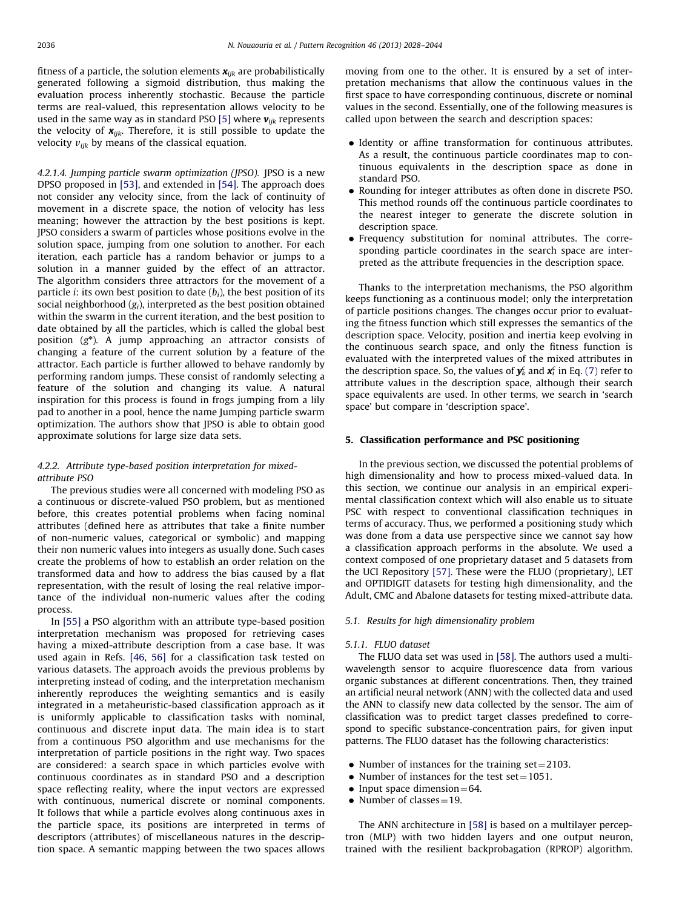fitness of a particle, the solution elements $\boldsymbol{x}_{ijk}$ are probabilistically generated following a sigmoid distribution, thus making the evaluation process inherently stochastic. Because the particle terms are real-valued, this representation allows velocity to be used in the same way as in standard PSO [5] where $\boldsymbol{v}_{ijk}$ represents the velocity of $\boldsymbol{x}_{ijk}$. Therefore, it is still possible to update the velocity $v_{ijk}$ by means of the classical equation.

*4.2.1.4. Jumping particle swarm optimization (JPSO).* JPSO is a new DPSO proposed in [53], and extended in [54]. The approach does not consider any velocity since, from the lack of continuity of movement in a discrete space, the notion of velocity has less meaning; however the attraction by the best positions is kept. JPSO considers a swarm of particles whose positions evolve in the solution space, jumping from one solution to another. For each iteration, each particle has a random behavior or jumps to a solution in a manner guided by the effect of an attractor. The algorithm considers three attractors for the movement of a particle $i$: its own best position to date ($b_i$), the best position of its social neighborhood ($g_i$), interpreted as the best position obtained within the swarm in the current iteration, and the best position to date obtained by all the particles, which is called the global best position ($g^*$). A jump approaching an attractor consists of changing a feature of the current solution by a feature of the attractor. Each particle is further allowed to behave randomly by performing random jumps. These consist of randomly selecting a feature of the solution and changing its value. A natural inspiration for this process is found in frogs jumping from a lily pad to another in a pool, hence the name Jumping particle swarm optimization. The authors show that JPSO is able to obtain good approximate solutions for large size data sets.

#### 4.2.2. Attribute type-based position interpretation for mixed-attribute PSO

The previous studies were all concerned with modeling PSO as a continuous or discrete-valued PSO problem, but as mentioned before, this creates potential problems when facing nominal attributes (defined here as attributes that take a finite number of non-numeric values, categorical or symbolic) and mapping their non numeric values into integers as usually done. Such cases create the problems of how to establish an order relation on the transformed data and how to address the bias caused by a flat representation, with the result of losing the real relative importance of the individual non-numeric values after the coding process.

In [55] a PSO algorithm with an attribute type-based position interpretation mechanism was proposed for retrieving cases having a mixed-attribute description from a case base. It was used again in Refs. [46, 56] for a classification task tested on various datasets. The approach avoids the previous problems by interpreting instead of coding, and the interpretation mechanism inherently reproduces the weighting semantics and is easily integrated in a metaheuristic-based classification approach as it is uniformly applicable to classification tasks with nominal, continuous and discrete input data. The main idea is to start from a continuous PSO algorithm and use mechanisms for the interpretation of particle positions in the right way. Two spaces are considered: a search space in which particles evolve with continuous coordinates as in standard PSO and a description space reflecting reality, where the input vectors are expressed with continuous, numerical discrete or nominal components. It follows that while a particle evolves along continuous axes in the particle space, its positions are interpreted in terms of descriptors (attributes) of miscellaneous natures in the description space. A semantic mapping between the two spaces allows moving from one to the other. It is ensured by a set of interpretation mechanisms that allow the continuous values in the first space to have corresponding continuous, discrete or nominal values in the second. Essentially, one of the following measures is called upon between the search and description spaces:

- Identity or affine transformation for continuous attributes. As a result, the continuous particle coordinates map to continuous equivalents in the description space as done in standard PSO.
- Rounding for integer attributes as often done in discrete PSO. This method rounds off the continuous particle coordinates to the nearest integer to generate the discrete solution in description space.
- Frequency substitution for nominal attributes. The corresponding particle coordinates in the search space are interpreted as the attribute frequencies in the description space.

Thanks to the interpretation mechanisms, the PSO algorithm keeps functioning as a continuous model; only the interpretation of particle positions changes. The changes occur prior to evaluating the fitness function which still expresses the semantics of the description space. Velocity, position and inertia keep evolving in the continuous search space, and only the fitness function is evaluated with the interpreted values of the mixed attributes in the description space. So, the values of $\boldsymbol{y}_k^c$ and $\boldsymbol{x}_i^c$ in Eq. (7) refer to attribute values in the description space, although their search space equivalents are used. In other terms, we search in 'search space' but compare in 'description space'.

## 5. Classification performance and PSC positioning

In the previous section, we discussed the potential problems of high dimensionality and how to process mixed-valued data. In this section, we continue our analysis in an empirical experimental classification context which will also enable us to situate PSC with respect to conventional classification techniques in terms of accuracy. Thus, we performed a positioning study which was done from a data use perspective since we cannot say how a classification approach performs in the absolute. We used a context composed of one proprietary dataset and 5 datasets from the UCI Repository [57]. These were the FLUO (proprietary), LET and OPTIDIGIT datasets for testing high dimensionality, and the Adult, CMC and Abalone datasets for testing mixed-attribute data.

### 5.1. Results for high dimensionality problem

#### 5.1.1. FLUO dataset

The FLUO data set was used in [58]. The authors used a multi-wavelength sensor to acquire fluorescence data from various organic substances at different concentrations. Then, they trained an artificial neural network (ANN) with the collected data and used the ANN to classify new data collected by the sensor. The aim of classification was to predict target classes predefined to correspond to specific substance-concentration pairs, for given input patterns. The FLUO dataset has the following characteristics:

- Number of instances for the training set = 2103.
- Number of instances for the test set = 1051.
- Input space dimension = 64.
- Number of classes = 19.

The ANN architecture in [58] is based on a multilayer perceptron (MLP) with two hidden layers and one output neuron, trained with the resilient backprobagation (RPROP) algorithm.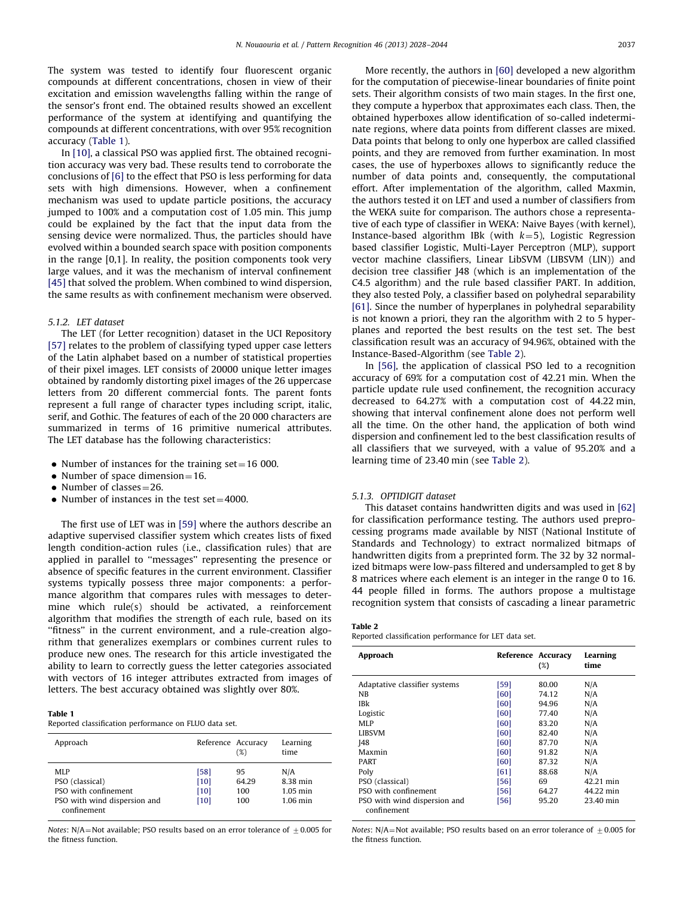The system was tested to identify four fluorescent organic compounds at different concentrations, chosen in view of their excitation and emission wavelengths falling within the range of the sensor's front end. The obtained results showed an excellent performance of the system at identifying and quantifying the compounds at different concentrations, with over 95% recognition accuracy (Table 1).

In [10], a classical PSO was applied first. The obtained recognition accuracy was very bad. These results tend to corroborate the conclusions of [6] to the effect that PSO is less performing for data sets with high dimensions. However, when a confinement mechanism was used to update particle positions, the accuracy jumped to 100% and a computation cost of 1.05 min. This jump could be explained by the fact that the input data from the sensing device were normalized. Thus, the particles should have evolved within a bounded search space with position components in the range [0,1]. In reality, the position components took very large values, and it was the mechanism of interval confinement [45] that solved the problem. When combined to wind dispersion, the same results as with confinement mechanism were observed.

### 5.1.2. LET dataset

The LET (for Letter recognition) dataset in the UCI Repository [57] relates to the problem of classifying typed upper case letters of the Latin alphabet based on a number of statistical properties of their pixel images. LET consists of 20000 unique letter images obtained by randomly distorting pixel images of the 26 uppercase letters from 20 different commercial fonts. The parent fonts represent a full range of character types including script, italic, serif, and Gothic. The features of each of the 20 000 characters are summarized in terms of 16 primitive numerical attributes. The LET database has the following characteristics:

- Number of instances for the training set = 16 000.
- Number of space dimension = 16.
- Number of classes = 26.
- Number of instances in the test set = 4000.

The first use of LET was in [59] where the authors describe an adaptive supervised classifier system which creates lists of fixed length condition-action rules (i.e., classification rules) that are applied in parallel to "messages" representing the presence or absence of specific features in the current environment. Classifier systems typically possess three major components: a performance algorithm that compares rules with messages to determine which rule(s) should be activated, a reinforcement algorithm that modifies the strength of each rule, based on its "fitness" in the current environment, and a rule-creation algorithm that generalizes exemplars or combines current rules to produce new ones. The research for this article investigated the ability to learn to correctly guess the letter categories associated with vectors of 16 integer attributes extracted from images of letters. The best accuracy obtained was slightly over 80%.

**Table 1**
Reported classification performance on FLUO data set.

| Approach | Reference | Accuracy (%) | Learning time |
|---|---|---|---|
| MLP | [58] | 95 | N/A |
| PSO (classical) | [10] | 64.29 | 8.38 min |
| PSO with confinement | [10] | 100 | 1.05 min |
| PSO with wind dispersion and confinement | [10] | 100 | 1.06 min |

*Notes*: N/A = Not available; PSO results based on an error tolerance of $\pm 0.005$ for the fitness function.

More recently, the authors in [60] developed a new algorithm for the computation of piecewise-linear boundaries of finite point sets. Their algorithm consists of two main stages. In the first one, they compute a hyperbox that approximates each class. Then, the obtained hyperboxes allow identification of so-called indeterminate regions, where data points from different classes are mixed. Data points that belong to only one hyperbox are called classified points, and they are removed from further examination. In most cases, the use of hyperboxes allows to significantly reduce the number of data points and, consequently, the computational effort. After implementation of the algorithm, called Maxmin, the authors tested it on LET and used a number of classifiers from the WEKA suite for comparison. The authors chose a representative of each type of classifier in WEKA: Naive Bayes (with kernel), Instance-based algorithm IBk (with $k=5$), Logistic Regression based classifier Logistic, Multi-Layer Perceptron (MLP), support vector machine classifiers, Linear LibSVM (LIBSVM (LIN)) and decision tree classifier J48 (which is an implementation of the C4.5 algorithm) and the rule based classifier PART. In addition, they also tested Poly, a classifier based on polyhedral separability [61]. Since the number of hyperplanes in polyhedral separability is not known a priori, they ran the algorithm with 2 to 5 hyperplanes and reported the best results on the test set. The best classification result was an accuracy of 94.96%, obtained with the Instance-Based-Algorithm (see Table 2).

In [56], the application of classical PSO led to a recognition accuracy of 69% for a computation cost of 42.21 min. When the particle update rule used confinement, the recognition accuracy decreased to 64.27% with a computation cost of 44.22 min, showing that interval confinement alone does not perform well all the time. On the other hand, the application of both wind dispersion and confinement led to the best classification results of all classifiers that we surveyed, with a value of 95.20% and a learning time of 23.40 min (see Table 2).

### 5.1.3. OPTIDIGIT dataset

This dataset contains handwritten digits and was used in [62] for classification performance testing. The authors used preprocessing programs made available by NIST (National Institute of Standards and Technology) to extract normalized bitmaps of handwritten digits from a preprinted form. The 32 by 32 normalized bitmaps were low-pass filtered and undersampled to get 8 by 8 matrices where each element is an integer in the range 0 to 16. 44 people filled in forms. The authors propose a multistage recognition system that consists of cascading a linear parametric

**Table 2**
Reported classification performance for LET data set.

| Approach | Reference | Accuracy (%) | Learning time |
|---|---|---|---|
| Adaptative classifier systems | [59] | 80.00 | N/A |
| NB | [60] | 74.12 | N/A |
| IBk | [60] | 94.96 | N/A |
| Logistic | [60] | 77.40 | N/A |
| MLP | [60] | 83.20 | N/A |
| LIBSVM | [60] | 82.40 | N/A |
| J48 | [60] | 87.70 | N/A |
| Maxmin | [60] | 91.82 | N/A |
| PART | [60] | 87.32 | N/A |
| Poly | [61] | 88.68 | N/A |
| PSO (classical) | [56] | 69 | 42.21 min |
| PSO with confinement | [56] | 64.27 | 44.22 min |
| PSO with wind dispersion and confinement | [56] | 95.20 | 23.40 min |

*Notes*: N/A = Not available; PSO results based on an error tolerance of $\pm 0.005$ for the fitness function.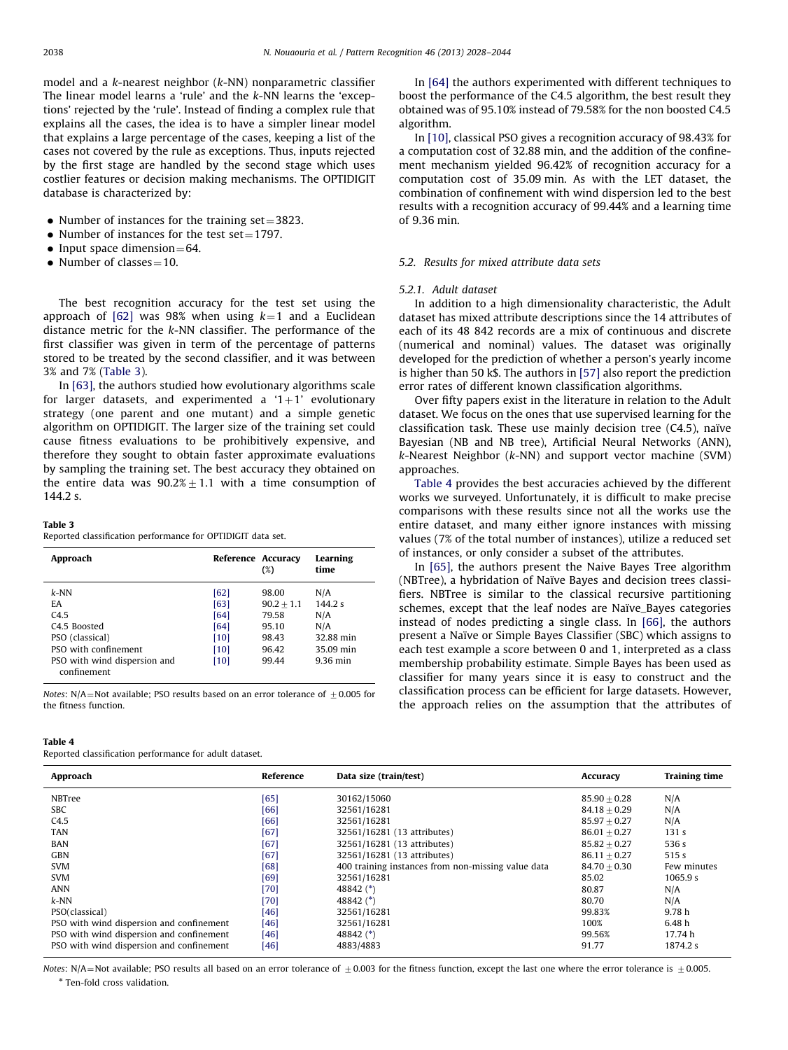model and a *k*-nearest neighbor (*k*-NN) nonparametric classifier The linear model learns a 'rule' and the *k*-NN learns the 'exceptions' rejected by the 'rule'. Instead of finding a complex rule that explains all the cases, the idea is to have a simpler linear model that explains a large percentage of the cases, keeping a list of the cases not covered by the rule as exceptions. Thus, inputs rejected by the first stage are handled by the second stage which uses costlier features or decision making mechanisms. The OPTIDIGIT database is characterized by:

- Number of instances for the training set = 3823.
- Number of instances for the test set = 1797.
- Input space dimension = 64.
- Number of classes = 10.

The best recognition accuracy for the test set using the approach of [62] was 98% when using $k=1$ and a Euclidean distance metric for the *k*-NN classifier. The performance of the first classifier was given in term of the percentage of patterns stored to be treated by the second classifier, and it was between 3% and 7% (Table 3).

In [63], the authors studied how evolutionary algorithms scale for larger datasets, and experimented a '1+1' evolutionary strategy (one parent and one mutant) and a simple genetic algorithm on OPTIDIGIT. The larger size of the training set could cause fitness evaluations to be prohibitively expensive, and therefore they sought to obtain faster approximate evaluations by sampling the training set. The best accuracy they obtained on the entire data was $90.2\% \pm 1.1$ with a time consumption of 144.2 s.

**Table 3**
Reported classification performance for OPTIDIGIT data set.

| Approach | Reference | Accuracy (%) | Learning time |
|---|---|---|---|
| *k*-NN | [62] | 98.00 | N/A |
| EA | [63] | $90.2 \pm 1.1$ | 144.2 s |
| C4.5 | [64] | 79.58 | N/A |
| C4.5 Boosted | [64] | 95.10 | N/A |
| PSO (classical) | [10] | 98.43 | 32.88 min |
| PSO with confinement | [10] | 96.42 | 35.09 min |
| PSO with wind dispersion and confinement | [10] | 99.44 | 9.36 min |

*Notes*: N/A = Not available; PSO results based on an error tolerance of $\pm 0.005$ for the fitness function.

In [64] the authors experimented with different techniques to boost the performance of the C4.5 algorithm, the best result they obtained was of 95.10% instead of 79.58% for the non boosted C4.5 algorithm.

In [10], classical PSO gives a recognition accuracy of 98.43% for a computation cost of 32.88 min, and the addition of the confinement mechanism yielded 96.42% of recognition accuracy for a computation cost of 35.09 min. As with the LET dataset, the combination of confinement with wind dispersion led to the best results with a recognition accuracy of 99.44% and a learning time of 9.36 min.

### 5.2. Results for mixed attribute data sets

#### 5.2.1. Adult dataset

In addition to a high dimensionality characteristic, the Adult dataset has mixed attribute descriptions since the 14 attributes of each of its 48 842 records are a mix of continuous and discrete (numerical and nominal) values. The dataset was originally developed for the prediction of whether a person's yearly income is higher than 50 k$. The authors in [57] also report the prediction error rates of different known classification algorithms.

Over fifty papers exist in the literature in relation to the Adult dataset. We focus on the ones that use supervised learning for the classification task. These use mainly decision tree (C4.5), naïve Bayesian (NB and NB tree), Artificial Neural Networks (ANN), *k*-Nearest Neighbor (*k*-NN) and support vector machine (SVM) approaches.

Table 4 provides the best accuracies achieved by the different works we surveyed. Unfortunately, it is difficult to make precise comparisons with these results since not all the works use the entire dataset, and many either ignore instances with missing values (7% of the total number of instances), utilize a reduced set of instances, or only consider a subset of the attributes.

In [65], the authors present the Naive Bayes Tree algorithm (NBTree), a hybridation of Naïve Bayes and decision trees classifiers. NBTree is similar to the classical recursive partitioning schemes, except that the leaf nodes are Naïve_Bayes categories instead of nodes predicting a single class. In [66], the authors present a Naïve or Simple Bayes Classifier (SBC) which assigns to each test example a score between 0 and 1, interpreted as a class membership probability estimate. Simple Bayes has been used as classifier for many years since it is easy to construct and the classification process can be efficient for large datasets. However, the approach relies on the assumption that the attributes of

**Table 4**
Reported classification performance for adult dataset.

| Approach | Reference | Data size (train/test) | Accuracy | Training time |
|---|---|---|---|---|
| NBTree | [65] | 30162/15060 | $85.90 \pm 0.28$ | N/A |
| SBC | [66] | 32561/16281 | $84.18 \pm 0.29$ | N/A |
| C4.5 | [66] | 32561/16281 | $85.97 \pm 0.27$ | N/A |
| TAN | [67] | 32561/16281 (13 attributes) | $86.01 \pm 0.27$ | 131 s |
| BAN | [67] | 32561/16281 (13 attributes) | $85.82 \pm 0.27$ | 536 s |
| GBN | [67] | 32561/16281 (13 attributes) | $86.11 \pm 0.27$ | 515 s |
| SVM | [68] | 400 training instances from non-missing value data | $84.70 \pm 0.30$ | Few minutes |
| SVM | [69] | 32561/16281 | 85.02 | 1065.9 s |
| ANN | [70] | 48842 (*) | 80.87 | N/A |
| *k*-NN | [70] | 48842 (*) | 80.70 | N/A |
| PSO(classical) | [46] | 32561/16281 | 99.83% | 9.78 h |
| PSO with wind dispersion and confinement | [46] | 32561/16281 | 100% | 6.48 h |
| PSO with wind dispersion and confinement | [46] | 48842 (*) | 99.56% | 17.74 h |
| PSO with wind dispersion and confinement | [46] | 4883/4883 | 91.77 | 1874.2 s |

*Notes*: N/A = Not available; PSO results all based on an error tolerance of $\pm 0.003$ for the fitness function, except the last one where the error tolerance is $\pm 0.005$.
* Ten-fold cross validation.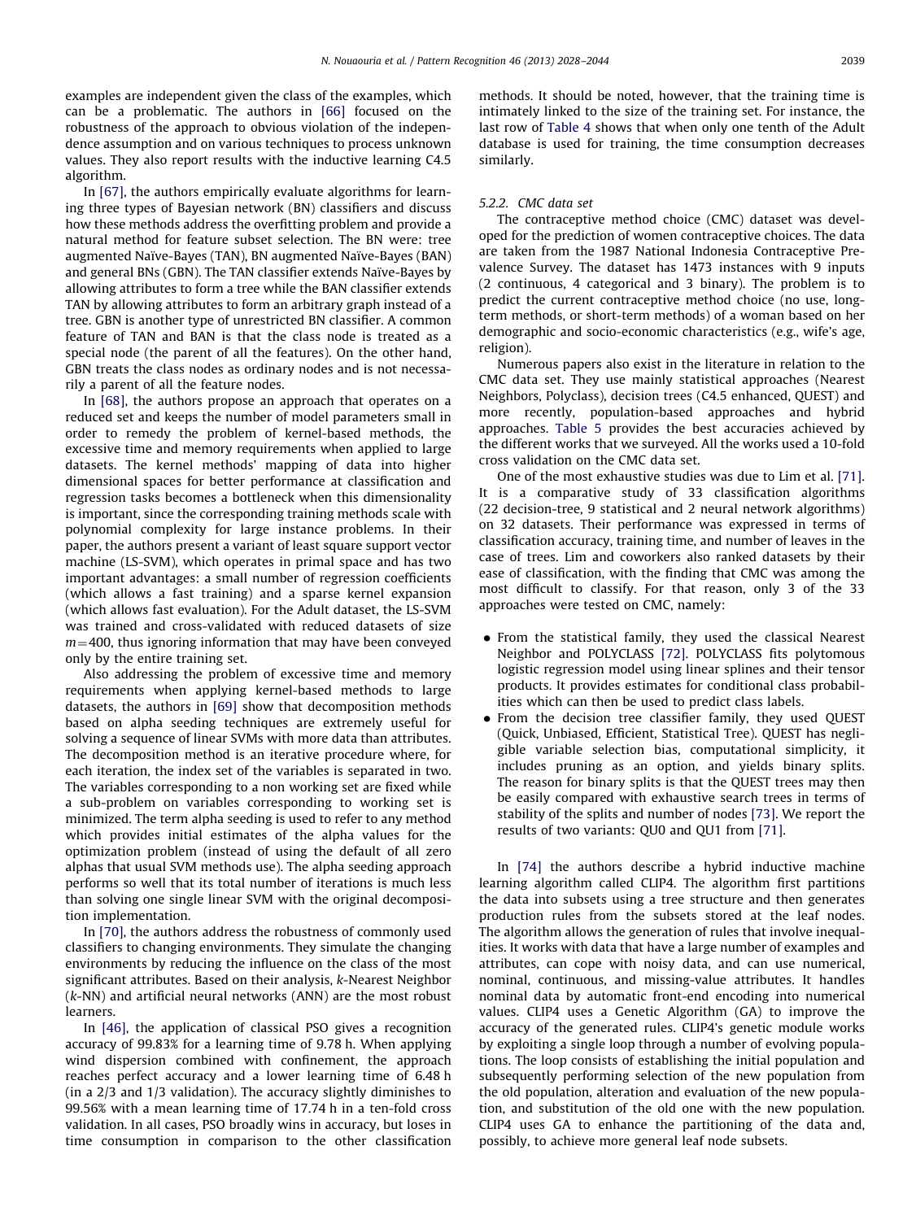examples are independent given the class of the examples, which can be a problematic. The authors in [66] focused on the robustness of the approach to obvious violation of the independence assumption and on various techniques to process unknown values. They also report results with the inductive learning C4.5 algorithm.

In [67], the authors empirically evaluate algorithms for learning three types of Bayesian network (BN) classifiers and discuss how these methods address the overfitting problem and provide a natural method for feature subset selection. The BN were: tree augmented Naïve-Bayes (TAN), BN augmented Naïve-Bayes (BAN) and general BNs (GBN). The TAN classifier extends Naïve-Bayes by allowing attributes to form a tree while the BAN classifier extends TAN by allowing attributes to form an arbitrary graph instead of a tree. GBN is another type of unrestricted BN classifier. A common feature of TAN and BAN is that the class node is treated as a special node (the parent of all the features). On the other hand, GBN treats the class nodes as ordinary nodes and is not necessarily a parent of all the feature nodes.

In [68], the authors propose an approach that operates on a reduced set and keeps the number of model parameters small in order to remedy the problem of kernel-based methods, the excessive time and memory requirements when applied to large datasets. The kernel methods' mapping of data into higher dimensional spaces for better performance at classification and regression tasks becomes a bottleneck when this dimensionality is important, since the corresponding training methods scale with polynomial complexity for large instance problems. In their paper, the authors present a variant of least square support vector machine (LS-SVM), which operates in primal space and has two important advantages: a small number of regression coefficients (which allows a fast training) and a sparse kernel expansion (which allows fast evaluation). For the Adult dataset, the LS-SVM was trained and cross-validated with reduced datasets of size $m=400$, thus ignoring information that may have been conveyed only by the entire training set.

Also addressing the problem of excessive time and memory requirements when applying kernel-based methods to large datasets, the authors in [69] show that decomposition methods based on alpha seeding techniques are extremely useful for solving a sequence of linear SVMs with more data than attributes. The decomposition method is an iterative procedure where, for each iteration, the index set of the variables is separated in two. The variables corresponding to a non working set are fixed while a sub-problem on variables corresponding to working set is minimized. The term alpha seeding is used to refer to any method which provides initial estimates of the alpha values for the optimization problem (instead of using the default of all zero alphas that usual SVM methods use). The alpha seeding approach performs so well that its total number of iterations is much less than solving one single linear SVM with the original decomposition implementation.

In [70], the authors address the robustness of commonly used classifiers to changing environments. They simulate the changing environments by reducing the influence on the class of the most significant attributes. Based on their analysis, $k$-Nearest Neighbor ($k$-NN) and artificial neural networks (ANN) are the most robust learners.

In [46], the application of classical PSO gives a recognition accuracy of 99.83% for a learning time of 9.78 h. When applying wind dispersion combined with confinement, the approach reaches perfect accuracy and a lower learning time of 6.48 h (in a 2/3 and 1/3 validation). The accuracy slightly diminishes to 99.56% with a mean learning time of 17.74 h in a ten-fold cross validation. In all cases, PSO broadly wins in accuracy, but loses in time consumption in comparison to the other classification methods. It should be noted, however, that the training time is intimately linked to the size of the training set. For instance, the last row of Table 4 shows that when only one tenth of the Adult database is used for training, the time consumption decreases similarly.

### 5.2.2. CMC data set

The contraceptive method choice (CMC) dataset was developed for the prediction of women contraceptive choices. The data are taken from the 1987 National Indonesia Contraceptive Prevalence Survey. The dataset has 1473 instances with 9 inputs (2 continuous, 4 categorical and 3 binary). The problem is to predict the current contraceptive method choice (no use, long-term methods, or short-term methods) of a woman based on her demographic and socio-economic characteristics (e.g., wife's age, religion).

Numerous papers also exist in the literature in relation to the CMC data set. They use mainly statistical approaches (Nearest Neighbors, Polyclass), decision trees (C4.5 enhanced, QUEST) and more recently, population-based approaches and hybrid approaches. Table 5 provides the best accuracies achieved by the different works that we surveyed. All the works used a 10-fold cross validation on the CMC data set.

One of the most exhaustive studies was due to Lim et al. [71]. It is a comparative study of 33 classification algorithms (22 decision-tree, 9 statistical and 2 neural network algorithms) on 32 datasets. Their performance was expressed in terms of classification accuracy, training time, and number of leaves in the case of trees. Lim and coworkers also ranked datasets by their ease of classification, with the finding that CMC was among the most difficult to classify. For that reason, only 3 of the 33 approaches were tested on CMC, namely:

- From the statistical family, they used the classical Nearest Neighbor and POLYCLASS [72]. POLYCLASS fits polytomous logistic regression model using linear splines and their tensor products. It provides estimates for conditional class probabilities which can then be used to predict class labels.
- From the decision tree classifier family, they used QUEST (Quick, Unbiased, Efficient, Statistical Tree). QUEST has negligible variable selection bias, computational simplicity, it includes pruning as an option, and yields binary splits. The reason for binary splits is that the QUEST trees may then be easily compared with exhaustive search trees in terms of stability of the splits and number of nodes [73]. We report the results of two variants: QU0 and QU1 from [71].

In [74] the authors describe a hybrid inductive machine learning algorithm called CLIP4. The algorithm first partitions the data into subsets using a tree structure and then generates production rules from the subsets stored at the leaf nodes. The algorithm allows the generation of rules that involve inequalities. It works with data that have a large number of examples and attributes, can cope with noisy data, and can use numerical, nominal, continuous, and missing-value attributes. It handles nominal data by automatic front-end encoding into numerical values. CLIP4 uses a Genetic Algorithm (GA) to improve the accuracy of the generated rules. CLIP4's genetic module works by exploiting a single loop through a number of evolving populations. The loop consists of establishing the initial population and subsequently performing selection of the new population from the old population, alteration and evaluation of the new population, and substitution of the old one with the new population. CLIP4 uses GA to enhance the partitioning of the data and, possibly, to achieve more general leaf node subsets.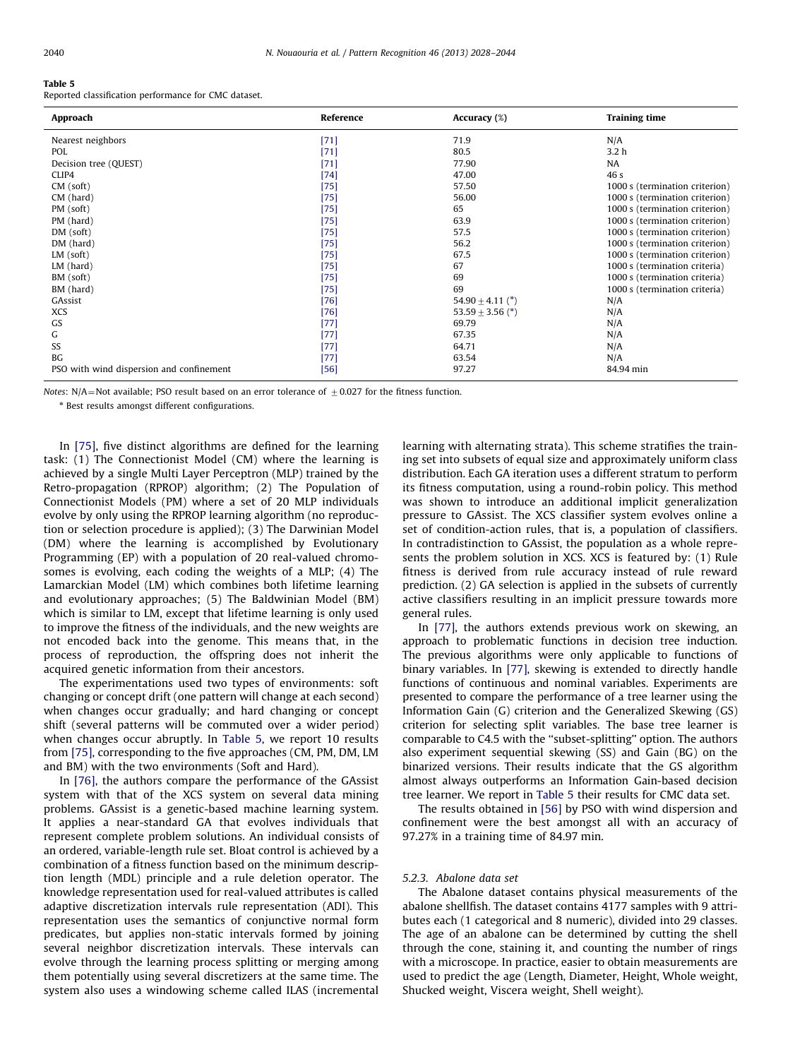**Table 5**
Reported classification performance for CMC dataset.

| Approach | Reference | Accuracy (%) | Training time |
|---|---|---|---|
| Nearest neighbors | [71] | 71.9 | N/A |
| POL | [71] | 80.5 | 3.2 h |
| Decision tree (QUEST) | [71] | 77.90 | NA |
| CLIP4 | [74] | 47.00 | 46 s |
| CM (soft) | [75] | 57.50 | 1000 s (termination criterion) |
| CM (hard) | [75] | 56.00 | 1000 s (termination criterion) |
| PM (soft) | [75] | 65 | 1000 s (termination criterion) |
| PM (hard) | [75] | 63.9 | 1000 s (termination criterion) |
| DM (soft) | [75] | 57.5 | 1000 s (termination criterion) |
| DM (hard) | [75] | 56.2 | 1000 s (termination criterion) |
| LM (soft) | [75] | 67.5 | 1000 s (termination criterion) |
| LM (hard) | [75] | 67 | 1000 s (termination criteria) |
| BM (soft) | [75] | 69 | 1000 s (termination criteria) |
| BM (hard) | [75] | 69 | 1000 s (termination criteria) |
| GAssist | [76] | $54.90 \pm 4.11$ (*) | N/A |
| XCS | [76] | $53.59 \pm 3.56$ (*) | N/A |
| GS | [77] | 69.79 | N/A |
| G | [77] | 67.35 | N/A |
| SS | [77] | 64.71 | N/A |
| BG | [77] | 63.54 | N/A |
| PSO with wind dispersion and confinement | [56] | 97.27 | 84.94 min |

*Notes*: N/A = Not available; PSO result based on an error tolerance of $\pm 0.027$ for the fitness function.

\* Best results amongst different configurations.

In [75], five distinct algorithms are defined for the learning task: (1) The Connectionist Model (CM) where the learning is achieved by a single Multi Layer Perceptron (MLP) trained by the Retro-propagation (RPROP) algorithm; (2) The Population of Connectionist Models (PM) where a set of 20 MLP individuals evolve by only using the RPROP learning algorithm (no reproduction or selection procedure is applied); (3) The Darwinian Model (DM) where the learning is accomplished by Evolutionary Programming (EP) with a population of 20 real-valued chromosomes is evolving, each coding the weights of a MLP; (4) The Lamarckian Model (LM) which combines both lifetime learning and evolutionary approaches; (5) The Baldwinian Model (BM) which is similar to LM, except that lifetime learning is only used to improve the fitness of the individuals, and the new weights are not encoded back into the genome. This means that, in the process of reproduction, the offspring does not inherit the acquired genetic information from their ancestors.

The experimentations used two types of environments: soft changing or concept drift (one pattern will change at each second) when changes occur gradually; and hard changing or concept shift (several patterns will be commuted over a wider period) when changes occur abruptly. In Table 5, we report 10 results from [75], corresponding to the five approaches (CM, PM, DM, LM and BM) with the two environments (Soft and Hard).

In [76], the authors compare the performance of the GAssist system with that of the XCS system on several data mining problems. GAssist is a genetic-based machine learning system. It applies a near-standard GA that evolves individuals that represent complete problem solutions. An individual consists of an ordered, variable-length rule set. Bloat control is achieved by a combination of a fitness function based on the minimum description length (MDL) principle and a rule deletion operator. The knowledge representation used for real-valued attributes is called adaptive discretization intervals rule representation (ADI). This representation uses the semantics of conjunctive normal form predicates, but applies non-static intervals formed by joining several neighbor discretization intervals. These intervals can evolve through the learning process splitting or merging among them potentially using several discretizers at the same time. The system also uses a windowing scheme called ILAS (incremental learning with alternating strata). This scheme stratifies the training set into subsets of equal size and approximately uniform class distribution. Each GA iteration uses a different stratum to perform its fitness computation, using a round-robin policy. This method was shown to introduce an additional implicit generalization pressure to GAssist. The XCS classifier system evolves online a set of condition-action rules, that is, a population of classifiers. In contradistinction to GAssist, the population as a whole represents the problem solution in XCS. XCS is featured by: (1) Rule fitness is derived from rule accuracy instead of rule reward prediction. (2) GA selection is applied in the subsets of currently active classifiers resulting in an implicit pressure towards more general rules.

In [77], the authors extends previous work on skewing, an approach to problematic functions in decision tree induction. The previous algorithms were only applicable to functions of binary variables. In [77], skewing is extended to directly handle functions of continuous and nominal variables. Experiments are presented to compare the performance of a tree learner using the Information Gain (G) criterion and the Generalized Skewing (GS) criterion for selecting split variables. The base tree learner is comparable to C4.5 with the "subset-splitting" option. The authors also experiment sequential skewing (SS) and Gain (BG) on the binarized versions. Their results indicate that the GS algorithm almost always outperforms an Information Gain-based decision tree learner. We report in Table 5 their results for CMC data set.

The results obtained in [56] by PSO with wind dispersion and confinement were the best amongst all with an accuracy of 97.27% in a training time of 84.97 min.

### 5.2.3. Abalone data set

The Abalone dataset contains physical measurements of the abalone shellfish. The dataset contains 4177 samples with 9 attributes each (1 categorical and 8 numeric), divided into 29 classes. The age of an abalone can be determined by cutting the shell through the cone, staining it, and counting the number of rings with a microscope. In practice, easier to obtain measurements are used to predict the age (Length, Diameter, Height, Whole weight, Shucked weight, Viscera weight, Shell weight).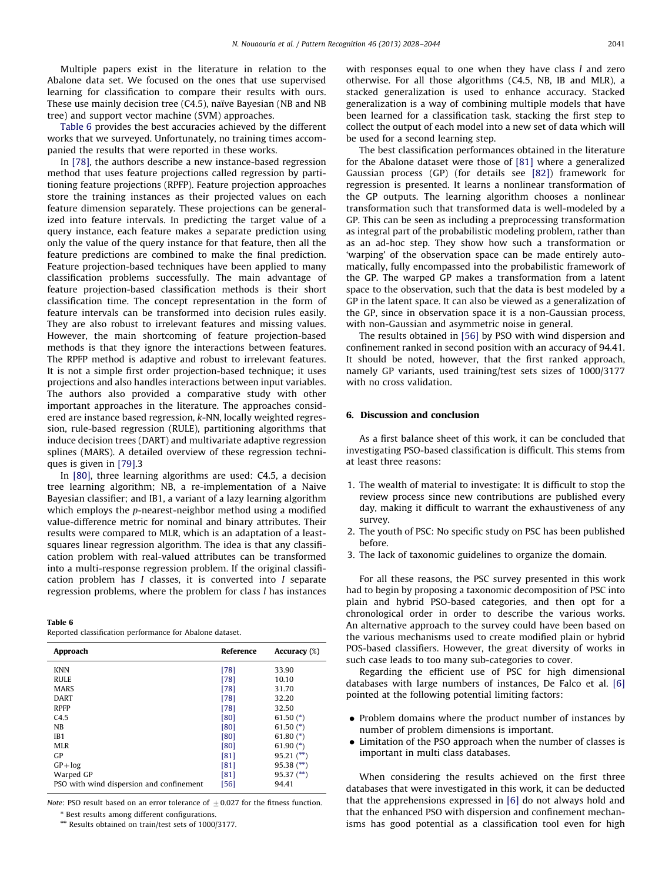Multiple papers exist in the literature in relation to the Abalone data set. We focused on the ones that use supervised learning for classification to compare their results with ours. These use mainly decision tree (C4.5), naïve Bayesian (NB and NB tree) and support vector machine (SVM) approaches.

Table 6 provides the best accuracies achieved by the different works that we surveyed. Unfortunately, no training times accompanied the results that were reported in these works.

In [78], the authors describe a new instance-based regression method that uses feature projections called regression by partitioning feature projections (RPFP). Feature projection approaches store the training instances as their projected values on each feature dimension separately. These projections can be generalized into feature intervals. In predicting the target value of a query instance, each feature makes a separate prediction using only the value of the query instance for that feature, then all the feature predictions are combined to make the final prediction. Feature projection-based techniques have been applied to many classification problems successfully. The main advantage of feature projection-based classification methods is their short classification time. The concept representation in the form of feature intervals can be transformed into decision rules easily. They are also robust to irrelevant features and missing values. However, the main shortcoming of feature projection-based methods is that they ignore the interactions between features. The RPFP method is adaptive and robust to irrelevant features. It is not a simple first order projection-based technique; it uses projections and also handles interactions between input variables. The authors also provided a comparative study with other important approaches in the literature. The approaches considered are instance based regression, $k$-NN, locally weighted regression, rule-based regression (RULE), partitioning algorithms that induce decision trees (DART) and multivariate adaptive regression splines (MARS). A detailed overview of these regression techniques is given in [79].3

In [80], three learning algorithms are used: C4.5, a decision tree learning algorithm; NB, a re-implementation of a Naive Bayesian classifier; and IB1, a variant of a lazy learning algorithm which employs the $p$-nearest-neighbor method using a modified value-difference metric for nominal and binary attributes. Their results were compared to MLR, which is an adaptation of a least-squares linear regression algorithm. The idea is that any classification problem with real-valued attributes can be transformed into a multi-response regression problem. If the original classification problem has $I$ classes, it is converted into $I$ separate regression problems, where the problem for class $l$ has instances with responses equal to one when they have class $l$ and zero otherwise. For all those algorithms (C4.5, NB, IB and MLR), a stacked generalization is used to enhance accuracy. Stacked generalization is a way of combining multiple models that have been learned for a classification task, stacking the first step to collect the output of each model into a new set of data which will be used for a second learning step.

**Table 6**
Reported classification performance for Abalone dataset.

| Approach | Reference | Accuracy (%) |
|---|---|---|
| KNN | [78] | 33.90 |
| RULE | [78] | 10.10 |
| MARS | [78] | 31.70 |
| DART | [78] | 32.20 |
| RPFP | [78] | 32.50 |
| C4.5 | [80] | 61.50 (*) |
| NB | [80] | 61.50 (*) |
| IB1 | [80] | 61.80 (*) |
| MLR | [80] | 61.90 (*) |
| GP | [81] | 95.21 (**) |
| GP+log | [81] | 95.38 (**) |
| Warped GP | [81] | 95.37 (**) |
| PSO with wind dispersion and confinement | [56] | 94.41 |

*Note*: PSO result based on an error tolerance of $\pm 0.027$ for the fitness function.

\* Best results among different configurations.

\*\* Results obtained on train/test sets of 1000/3177.

The best classification performances obtained in the literature for the Abalone dataset were those of [81] where a generalized Gaussian process (GP) (for details see [82]) framework for regression is presented. It learns a nonlinear transformation of the GP outputs. The learning algorithm chooses a nonlinear transformation such that transformed data is well-modeled by a GP. This can be seen as including a preprocessing transformation as integral part of the probabilistic modeling problem, rather than as an ad-hoc step. They show how such a transformation or 'warping' of the observation space can be made entirely automatically, fully encompassed into the probabilistic framework of the GP. The warped GP makes a transformation from a latent space to the observation, such that the data is best modeled by a GP in the latent space. It can also be viewed as a generalization of the GP, since in observation space it is a non-Gaussian process, with non-Gaussian and asymmetric noise in general.

The results obtained in [56] by PSO with wind dispersion and confinement ranked in second position with an accuracy of 94.41. It should be noted, however, that the first ranked approach, namely GP variants, used training/test sets sizes of 1000/3177 with no cross validation.

## 6. Discussion and conclusion

As a first balance sheet of this work, it can be concluded that investigating PSO-based classification is difficult. This stems from at least three reasons:

1. The wealth of material to investigate: It is difficult to stop the review process since new contributions are published every day, making it difficult to warrant the exhaustiveness of any survey.
2. The youth of PSC: No specific study on PSC has been published before.
3. The lack of taxonomic guidelines to organize the domain.

For all these reasons, the PSC survey presented in this work had to begin by proposing a taxonomic decomposition of PSC into plain and hybrid PSO-based categories, and then opt for a chronological order in order to describe the various works. An alternative approach to the survey could have been based on the various mechanisms used to create modified plain or hybrid POS-based classifiers. However, the great diversity of works in such case leads to too many sub-categories to cover.

Regarding the efficient use of PSC for high dimensional databases with large numbers of instances, De Falco et al. [6] pointed at the following potential limiting factors:

- Problem domains where the product number of instances by number of problem dimensions is important.
- Limitation of the PSO approach when the number of classes is important in multi class databases.

When considering the results achieved on the first three databases that were investigated in this work, it can be deducted that the apprehensions expressed in [6] do not always hold and that the enhanced PSO with dispersion and confinement mechanisms has good potential as a classification tool even for high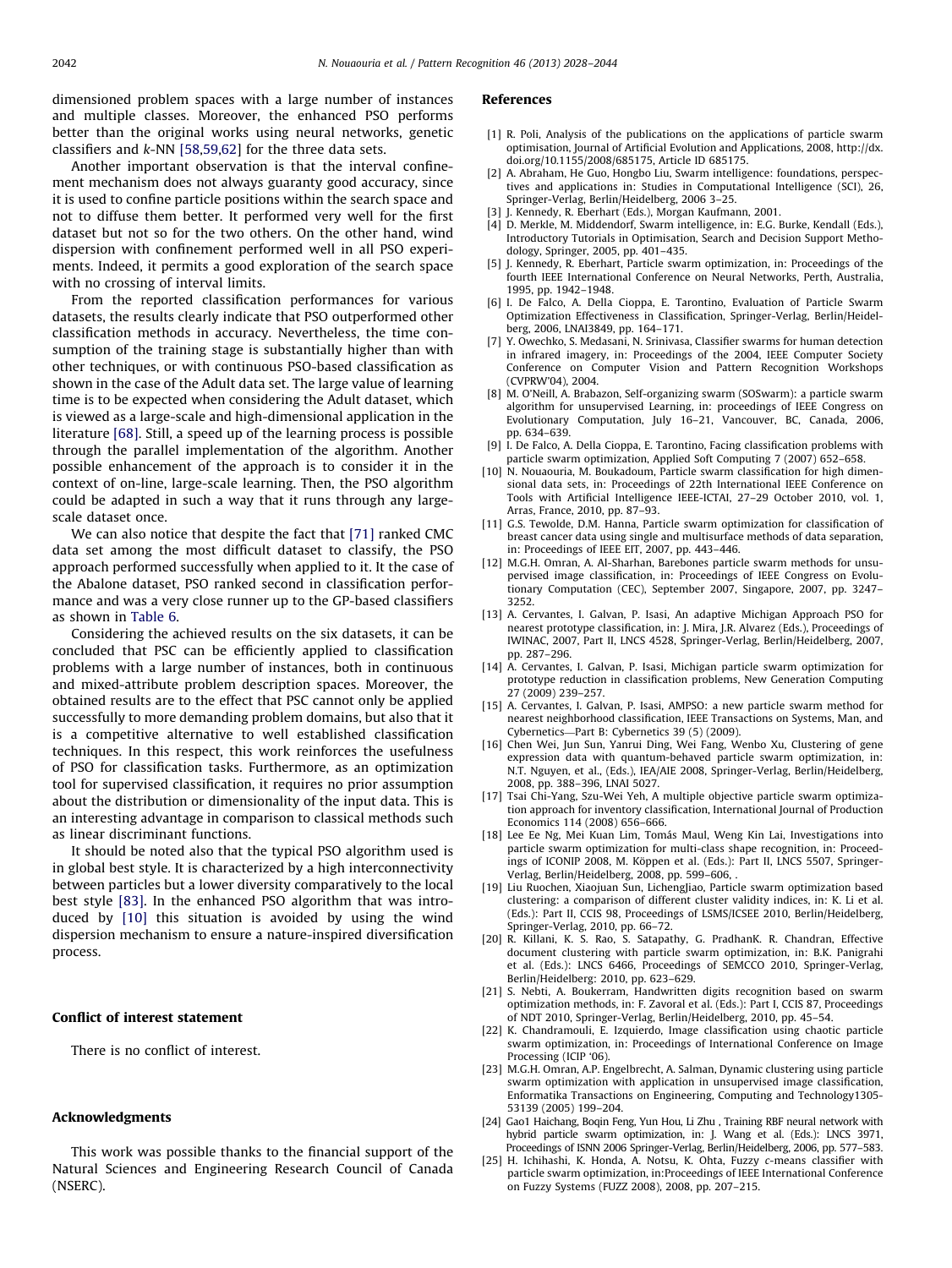dimensioned problem spaces with a large number of instances and multiple classes. Moreover, the enhanced PSO performs better than the original works using neural networks, genetic classifiers and $k$-NN [58,59,62] for the three data sets.

Another important observation is that the interval confinement mechanism does not always guaranty good accuracy, since it is used to confine particle positions within the search space and not to diffuse them better. It performed very well for the first dataset but not so for the two others. On the other hand, wind dispersion with confinement performed well in all PSO experiments. Indeed, it permits a good exploration of the search space with no crossing of interval limits.

From the reported classification performances for various datasets, the results clearly indicate that PSO outperformed other classification methods in accuracy. Nevertheless, the time consumption of the training stage is substantially higher than with other techniques, or with continuous PSO-based classification as shown in the case of the Adult data set. The large value of learning time is to be expected when considering the Adult dataset, which is viewed as a large-scale and high-dimensional application in the literature [68]. Still, a speed up of the learning process is possible through the parallel implementation of the algorithm. Another possible enhancement of the approach is to consider it in the context of on-line, large-scale learning. Then, the PSO algorithm could be adapted in such a way that it runs through any large-scale dataset once.

We can also notice that despite the fact that [71] ranked CMC data set among the most difficult dataset to classify, the PSO approach performed successfully when applied to it. It the case of the Abalone dataset, PSO ranked second in classification performance and was a very close runner up to the GP-based classifiers as shown in Table 6.

Considering the achieved results on the six datasets, it can be concluded that PSC can be efficiently applied to classification problems with a large number of instances, both in continuous and mixed-attribute problem description spaces. Moreover, the obtained results are to the effect that PSC cannot only be applied successfully to more demanding problem domains, but also that it is a competitive alternative to well established classification techniques. In this respect, this work reinforces the usefulness of PSO for classification tasks. Furthermore, as an optimization tool for supervised classification, it requires no prior assumption about the distribution or dimensionality of the input data. This is an interesting advantage in comparison to classical methods such as linear discriminant functions.

It should be noted also that the typical PSO algorithm used is in global best style. It is characterized by a high interconnectivity between particles but a lower diversity comparatively to the local best style [83]. In the enhanced PSO algorithm that was introduced by [10] this situation is avoided by using the wind dispersion mechanism to ensure a nature-inspired diversification process.

## Conflict of interest statement

There is no conflict of interest.

## Acknowledgments

This work was possible thanks to the financial support of the Natural Sciences and Engineering Research Council of Canada (NSERC).

## References

[1] R. Poli, Analysis of the publications on the applications of particle swarm optimisation, Journal of Artificial Evolution and Applications, 2008, http://dx.doi.org/10.1155/2008/685175, Article ID 685175.

[2] A. Abraham, He Guo, Hongbo Liu, Swarm intelligence: foundations, perspectives and applications in: Studies in Computational Intelligence (SCI), 26, Springer-Verlag, Berlin/Heidelberg, 2006 3–25.

[3] J. Kennedy, R. Eberhart (Eds.), Morgan Kaufmann, 2001.

[4] D. Merkle, M. Middendorf, Swarm intelligence, in: E.G. Burke, Kendall (Eds.), Introductory Tutorials in Optimisation, Search and Decision Support Methodology, Springer, 2005, pp. 401–435.

[5] J. Kennedy, R. Eberhart, Particle swarm optimization, in: Proceedings of the fourth IEEE International Conference on Neural Networks, Perth, Australia, 1995, pp. 1942–1948.

[6] I. De Falco, A. Della Cioppa, E. Tarontino, Evaluation of Particle Swarm Optimization Effectiveness in Classification, Springer-Verlag, Berlin/Heidelberg, 2006, LNAI3849, pp. 164–171.

[7] Y. Owechko, S. Medasani, N. Srinivasa, Classifier swarms for human detection in infrared imagery, in: Proceedings of the 2004, IEEE Computer Society Conference on Computer Vision and Pattern Recognition Workshops (CVPRW'04), 2004.

[8] M. O'Neill, A. Brabazon, Self-organizing swarm (SOSwarm): a particle swarm algorithm for unsupervised Learning, in: proceedings of IEEE Congress on Evolutionary Computation, July 16–21, Vancouver, BC, Canada, 2006, pp. 634–639.

[9] I. De Falco, A. Della Cioppa, E. Tarontino, Facing classification problems with particle swarm optimization, Applied Soft Computing 7 (2007) 652–658.

[10] N. Nouaouria, M. Boukadoum, Particle swarm classification for high dimensional data sets, in: Proceedings of 22th International IEEE Conference on Tools with Artificial Intelligence IEEE-ICTAI, 27–29 October 2010, vol. 1, Arras, France, 2010, pp. 87–93.

[11] G.S. Tewolde, D.M. Hanna, Particle swarm optimization for classification of breast cancer data using single and multisurface methods of data separation, in: Proceedings of IEEE EIT, 2007, pp. 443–446.

[12] M.G.H. Omran, A. Al-Sharhan, Barebones particle swarm methods for unsupervised image classification, in: Proceedings of IEEE Congress on Evolutionary Computation (CEC), September 2007, Singapore, 2007, pp. 3247–3252.

[13] A. Cervantes, I. Galvan, P. Isasi, An adaptive Michigan Approach PSO for nearest prototype classification, in: J. Mira, J.R. Alvarez (Eds.), Proceedings of IWINAC, 2007, Part II, LNCS 4528, Springer-Verlag, Berlin/Heidelberg, 2007, pp. 287–296.

[14] A. Cervantes, I. Galvan, P. Isasi, Michigan particle swarm optimization for prototype reduction in classification problems, New Generation Computing 27 (2009) 239–257.

[15] A. Cervantes, I. Galvan, P. Isasi, AMPSO: a new particle swarm method for nearest neighborhood classification, IEEE Transactions on Systems, Man, and Cybernetics—Part B: Cybernetics 39 (5) (2009).

[16] Chen Wei, Jun Sun, Yanrui Ding, Wei Fang, Wenbo Xu, Clustering of gene expression data with quantum-behaved particle swarm optimization, in: N.T. Nguyen, et al., (Eds.), IEA/AIE 2008, Springer-Verlag, Berlin/Heidelberg, 2008, pp. 388–396, LNAI 5027.

[17] Tsai Chi-Yang, Szu-Wei Yeh, A multiple objective particle swarm optimization approach for inventory classification, International Journal of Production Economics 114 (2008) 656–666.

[18] Lee Ee Ng, Mei Kuan Lim, Tomás Maul, Weng Kin Lai, Investigations into particle swarm optimization for multi-class shape recognition, in: Proceedings of ICONIP 2008, M. Köppen et al. (Eds.): Part II, LNCS 5507, Springer-Verlag, Berlin/Heidelberg, 2008, pp. 599–606, .

[19] Liu Ruochen, Xiaojuan Sun, LichengJiao, Particle swarm optimization based clustering: a comparison of different cluster validity indices, in: K. Li et al. (Eds.): Part II, CCIS 98, Proceedings of LSMS/ICSEE 2010, Berlin/Heidelberg, Springer-Verlag, 2010, pp. 66–72.

[20] R. Killani, K. S. Rao, S. Satapathy, G. PradhanK. R. Chandran, Effective document clustering with particle swarm optimization, in: B.K. Panigrahi et al. (Eds.): LNCS 6466, Proceedings of SEMCCO 2010, Springer-Verlag, Berlin/Heidelberg: 2010, pp. 623–629.

[21] S. Nebti, A. Boukerram, Handwritten digits recognition based on swarm optimization methods, in: F. Zavoral et al. (Eds.): Part I, CCIS 87, Proceedings of NDT 2010, Springer-Verlag, Berlin/Heidelberg, 2010, pp. 45–54.

[22] K. Chandramouli, E. Izquierdo, Image classification using chaotic particle swarm optimization, in: Proceedings of International Conference on Image Processing (ICIP '06).

[23] M.G.H. Omran, A.P. Engelbrecht, A. Salman, Dynamic clustering using particle swarm optimization with application in unsupervised image classification, Enformatika Transactions on Engineering, Computing and Technology1305-53139 (2005) 199–204.

[24] Gao1 Haichang, Boqin Feng, Yun Hou, Li Zhu , Training RBF neural network with hybrid particle swarm optimization, in: J. Wang et al. (Eds.): LNCS 3971, Proceedings of ISNN 2006 Springer-Verlag, Berlin/Heidelberg, 2006, pp. 577–583.

[25] H. Ichihashi, K. Honda, A. Notsu, K. Ohta, Fuzzy $c$-means classifier with particle swarm optimization, in:Proceedings of IEEE International Conference on Fuzzy Systems (FUZZ 2008), 2008, pp. 207–215.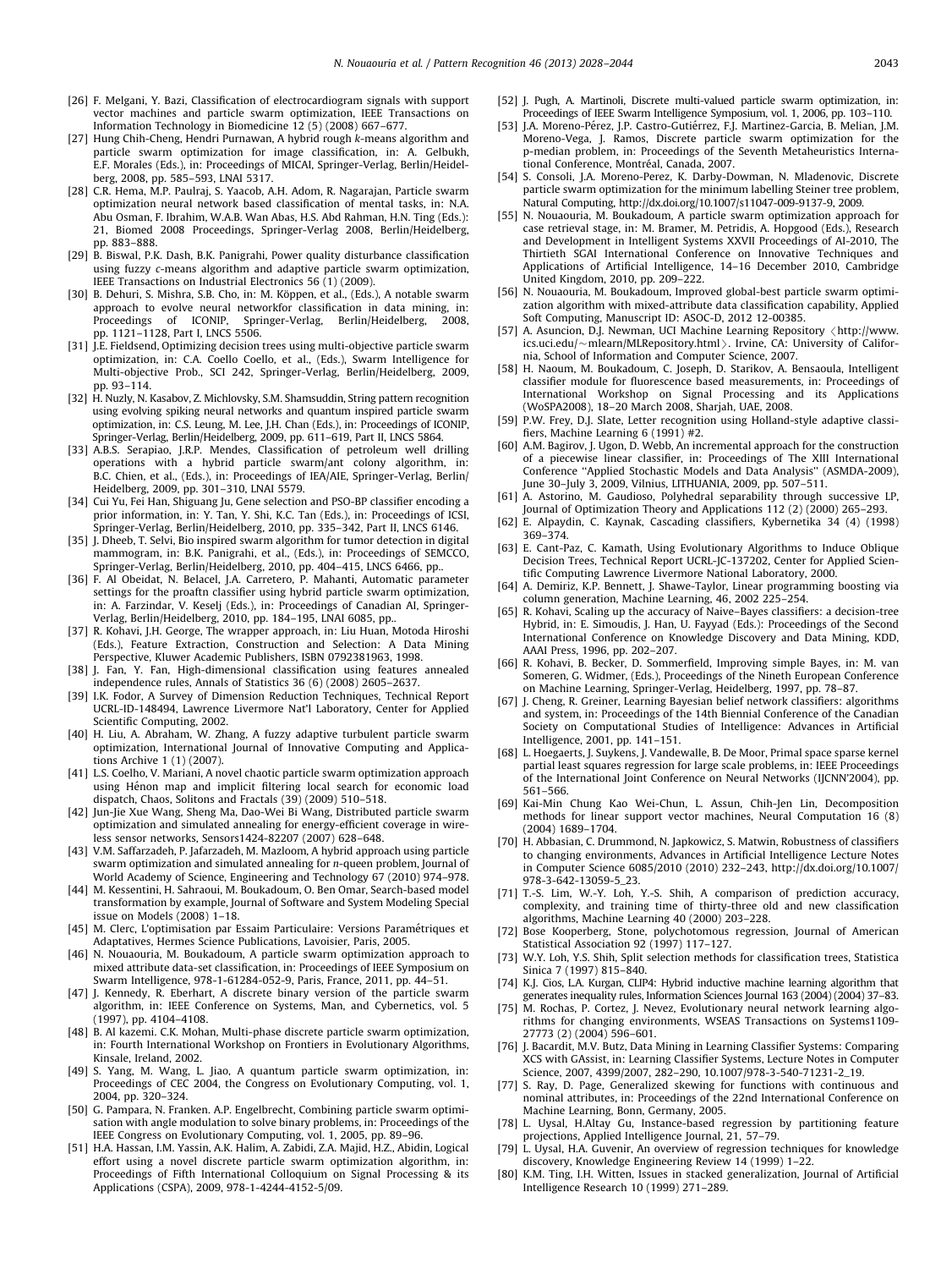[26] F. Melgani, Y. Bazi, Classification of electrocardiogram signals with support vector machines and particle swarm optimization, IEEE Transactions on Information Technology in Biomedicine 12 (5) (2008) 667–677.

[27] Hung Chih-Cheng, Hendri Purnawan, A hybrid rough $k$-means algorithm and particle swarm optimization for image classification, in: A. Gelbukh, E.F. Morales (Eds.), in: Proceedings of MICAI, Springer-Verlag, Berlin/Heidelberg, 2008, pp. 585–593, LNAI 5317.

[28] C.R. Hema, M.P. Paulraj, S. Yaacob, A.H. Adom, R. Nagarajan, Particle swarm optimization neural network based classification of mental tasks, in: N.A. Abu Osman, F. Ibrahim, W.A.B. Wan Abas, H.S. Abd Rahman, H.N. Ting (Eds.): 21, Biomed 2008 Proceedings, Springer-Verlag 2008, Berlin/Heidelberg, pp. 883–888.

[29] B. Biswal, P.K. Dash, B.K. Panigrahi, Power quality disturbance classification using fuzzy $c$-means algorithm and adaptive particle swarm optimization, IEEE Transactions on Industrial Electronics 56 (1) (2009).

[30] B. Dehuri, S. Mishra, S.B. Cho, in: M. Köppen, et al., (Eds.), A notable swarm approach to evolve neural networkfor classification in data mining, in: Proceedings of ICONIP, Springer-Verlag, Berlin/Heidelberg, 2008, pp. 1121–1128, Part I, LNCS 5506.

[31] J.E. Fieldsend, Optimizing decision trees using multi-objective particle swarm optimization, in: C.A. Coello Coello, et al., (Eds.), Swarm Intelligence for Multi-objective Prob., SCI 242, Springer-Verlag, Berlin/Heidelberg, 2009, pp. 93–114.

[32] H. Nuzly, N. Kasabov, Z. Michlovsky, S.M. Shamsuddin, String pattern recognition using evolving spiking neural networks and quantum inspired particle swarm optimization, in: C.S. Leung, M. Lee, J.H. Chan (Eds.), in: Proceedings of ICONIP, Springer-Verlag, Berlin/Heidelberg, 2009, pp. 611–619, Part II, LNCS 5864.

[33] A.B.S. Serapiao, J.R.P. Mendes, Classification of petroleum well drilling operations with a hybrid particle swarm/ant colony algorithm, in: B.C. Chien, et al., (Eds.), in: Proceedings of IEA/AIE, Springer-Verlag, Berlin/Heidelberg, 2009, pp. 301–310, LNAI 5579.

[34] Cui Yu, Fei Han, Shiguang Ju, Gene selection and PSO-BP classifier encoding a prior information, in: Y. Tan, Y. Shi, K.C. Tan (Eds.), in: Proceedings of ICSI, Springer-Verlag, Berlin/Heidelberg, 2010, pp. 335–342, Part II, LNCS 6146.

[35] J. Dheeb, T. Selvi, Bio inspired swarm algorithm for tumor detection in digital mammogram, in: B.K. Panigrahi, et al., (Eds.), in: Proceedings of SEMCCO, Springer-Verlag, Berlin/Heidelberg, 2010, pp. 404–415, LNCS 6466, pp..

[36] F. Al Obeidat, N. Belacel, J.A. Carretero, P. Mahanti, Automatic parameter settings for the proaftn classifier using hybrid particle swarm optimization, in: A. Farzindar, V. Keselj (Eds.), in: Proceedings of Canadian AI, Springer-Verlag, Berlin/Heidelberg, 2010, pp. 184–195, LNAI 6085, pp..

[37] R. Kohavi, J.H. George, The wrapper approach, in: Liu Huan, Motoda Hiroshi (Eds.), Feature Extraction, Construction and Selection: A Data Mining Perspective, Kluwer Academic Publishers, ISBN 0792381963, 1998.

[38] J. Fan, Y. Fan, High-dimensional classification using features annealed independence rules, Annals of Statistics 36 (6) (2008) 2605–2637.

[39] I.K. Fodor, A Survey of Dimension Reduction Techniques, Technical Report UCRL-ID-148494, Lawrence Livermore Nat'l Laboratory, Center for Applied Scientific Computing, 2002.

[40] H. Liu, A. Abraham, W. Zhang, A fuzzy adaptive turbulent particle swarm optimization, International Journal of Innovative Computing and Applications Archive 1 (1) (2007).

[41] L.S. Coelho, V. Mariani, A novel chaotic particle swarm optimization approach using Hénon map and implicit filtering local search for economic load dispatch, Chaos, Solitons and Fractals (39) (2009) 510–518.

[42] Jun-Jie Xue Wang, Sheng Ma, Dao-Wei Bi Wang, Distributed particle swarm optimization and simulated annealing for energy-efficient coverage in wireless sensor networks, Sensors1424-82207 (2007) 628–648.

[43] V.M. Saffarzadeh, P. Jafarzadeh, M. Mazloom, A hybrid approach using particle swarm optimization and simulated annealing for $n$-queen problem, Journal of World Academy of Science, Engineering and Technology 67 (2010) 974–978.

[44] M. Kessentini, H. Sahraoui, M. Boukadoum, O. Ben Omar, Search-based model transformation by example, Journal of Software and System Modeling Special issue on Models (2008) 1–18.

[45] M. Clerc, L'optimisation par Essaim Particulaire: Versions Paramétriques et Adaptatives, Hermes Science Publications, Lavoisier, Paris, 2005.

[46] N. Nouaouria, M. Boukadoum, A particle swarm optimization approach to mixed attribute data-set classification, in: Proceedings of IEEE Symposium on Swarm Intelligence, 978-1-61284-052-9, Paris, France, 2011, pp. 44–51.

[47] J. Kennedy, R. Eberhart, A discrete binary version of the particle swarm algorithm, in: IEEE Conference on Systems, Man, and Cybernetics, vol. 5 (1997), pp. 4104–4108.

[48] B. Al kazemi. C.K. Mohan, Multi-phase discrete particle swarm optimization, in: Fourth International Workshop on Frontiers in Evolutionary Algorithms, Kinsale, Ireland, 2002.

[49] S. Yang, M. Wang, L. Jiao, A quantum particle swarm optimization, in: Proceedings of CEC 2004, the Congress on Evolutionary Computing, vol. 1, 2004, pp. 320–324.

[50] G. Pampara, N. Franken. A.P. Engelbrecht, Combining particle swarm optimisation with angle modulation to solve binary problems, in: Proceedings of the IEEE Congress on Evolutionary Computing, vol. 1, 2005, pp. 89–96.

[51] H.A. Hassan, I.M. Yassin, A.K. Halim, A. Zabidi, Z.A. Majid, H.Z., Abidin, Logical effort using a novel discrete particle swarm optimization algorithm, in: Proceedings of Fifth International Colloquium on Signal Processing & its Applications (CSPA), 2009, 978-1-4244-4152-5/09.

[52] J. Pugh, A. Martinoli, Discrete multi-valued particle swarm optimization, in: Proceedings of IEEE Swarm Intelligence Symposium, vol. 1, 2006, pp. 103–110.

[53] J.A. Moreno-Pérez, J.P. Castro-Gutiérrez, F.J. Martinez-Garcia, B. Melian, J.M. Moreno-Vega, J. Ramos, Discrete particle swarm optimization for the p-median problem, in: Proceedings of the Seventh Metaheuristics International Conference, Montréal, Canada, 2007.

[54] S. Consoli, J.A. Moreno-Perez, K. Darby-Dowman, N. Mladenovic, Discrete particle swarm optimization for the minimum labelling Steiner tree problem, Natural Computing, http://dx.doi.org/10.1007/s11047-009-9137-9, 2009.

[55] N. Nouaouria, M. Boukadoum, A particle swarm optimization approach for case retrieval stage, in: M. Bramer, M. Petridis, A. Hopgood (Eds.), Research and Development in Intelligent Systems XXVII Proceedings of AI-2010, The Thirtieth SGAI International Conference on Innovative Techniques and Applications of Artificial Intelligence, 14–16 December 2010, Cambridge United Kingdom, 2010, pp. 209–222.

[56] N. Nouaouria, M. Boukadoum, Improved global-best particle swarm optimization algorithm with mixed-attribute data classification capability, Applied Soft Computing, Manuscript ID: ASOC-D, 2012 12-00385.

[57] A. Asuncion, D.J. Newman, UCI Machine Learning Repository ⟨http://www.ics.uci.edu/~mlearn/MLRepository.html⟩. Irvine, CA: University of California, School of Information and Computer Science, 2007.

[58] H. Naoum, M. Boukadoum, C. Joseph, D. Starikov, A. Bensaoula, Intelligent classifier module for fluorescence based measurements, in: Proceedings of International Workshop on Signal Processing and its Applications (WoSPA2008), 18–20 March 2008, Sharjah, UAE, 2008.

[59] P.W. Frey, D.J. Slate, Letter recognition using Holland-style adaptive classifiers, Machine Learning 6 (1991) #2.

[60] A.M. Bagirov, J. Ugon, D. Webb, An incremental approach for the construction of a piecewise linear classifier, in: Proceedings of The XIII International Conference "Applied Stochastic Models and Data Analysis" (ASMDA-2009), June 30–July 3, 2009, Vilnius, LITHUANIA, 2009, pp. 507–511.

[61] A. Astorino, M. Gaudioso, Polyhedral separability through successive LP, Journal of Optimization Theory and Applications 112 (2) (2000) 265–293.

[62] E. Alpaydin, C. Kaynak, Cascading classifiers, Kybernetika 34 (4) (1998) 369–374.

[63] E. Cant-Paz, C. Kamath, Using Evolutionary Algorithms to Induce Oblique Decision Trees, Technical Report UCRL-JC-137202, Center for Applied Scientific Computing Lawrence Livermore National Laboratory, 2000.

[64] A. Demiriz, K.P. Bennett, J. Shawe-Taylor, Linear programming boosting via column generation, Machine Learning, 46, 2002 225–254.

[65] R. Kohavi, Scaling up the accuracy of Naive–Bayes classifiers: a decision-tree Hybrid, in: E. Simoudis, J. Han, U. Fayyad (Eds.): Proceedings of the Second International Conference on Knowledge Discovery and Data Mining, KDD, AAAI Press, 1996, pp. 202–207.

[66] R. Kohavi, B. Becker, D. Sommerfield, Improving simple Bayes, in: M. van Someren, G. Widmer, (Eds.), Proceedings of the Nineth European Conference on Machine Learning, Springer-Verlag, Heidelberg, 1997, pp. 78–87.

[67] J. Cheng, R. Greiner, Learning Bayesian belief network classifiers: algorithms and system, in: Proceedings of the 14th Biennial Conference of the Canadian Society on Computational Studies of Intelligence: Advances in Artificial Intelligence, 2001, pp. 141–151.

[68] L. Hoegaerts, J. Suykens, J. Vandewalle, B. De Moor, Primal space sparse kernel partial least squares regression for large scale problems, in: IEEE Proceedings of the International Joint Conference on Neural Networks (IJCNN'2004), pp. 561–566.

[69] Kai-Min Chung Kao Wei-Chun, L. Assun, Chih-Jen Lin, Decomposition methods for linear support vector machines, Neural Computation 16 (8) (2004) 1689–1704.

[70] H. Abbasian, C. Drummond, N. Japkowicz, S. Matwin, Robustness of classifiers to changing environments, Advances in Artificial Intelligence Lecture Notes in Computer Science 6085/2010 (2010) 232–243, http://dx.doi.org/10.1007/978-3-642-13059-5_23.

[71] T.-S. Lim, W.-Y. Loh, Y.-S. Shih, A comparison of prediction accuracy, complexity, and training time of thirty-three old and new classification algorithms, Machine Learning 40 (2000) 203–228.

[72] Bose Kooperberg, Stone, polychotomous regression, Journal of American Statistical Association 92 (1997) 117–127.

[73] W.Y. Loh, Y.S. Shih, Split selection methods for classification trees, Statistica Sinica 7 (1997) 815–840.

[74] K.J. Cios, L.A. Kurgan, CLIP4: Hybrid inductive machine learning algorithm that generates inequality rules, Information Sciences Journal 163 (2004) (2004) 37–83.

[75] M. Rochas, P. Cortez, J. Nevez, Evolutionary neural network learning algorithms for changing environments, WSEAS Transactions on Systems1109-27773 (2) (2004) 596–601.

[76] J. Bacardit, M.V. Butz, Data Mining in Learning Classifier Systems: Comparing XCS with GAssist, in: Learning Classifier Systems, Lecture Notes in Computer Science, 2007, 4399/2007, 282–290, 10.1007/978-3-540-71231-2_19.

[77] S. Ray, D. Page, Generalized skewing for functions with continuous and nominal attributes, in: Proceedings of the 22nd International Conference on Machine Learning, Bonn, Germany, 2005.

[78] L. Uysal, H.Altay Gu, Instance-based regression by partitioning feature projections, Applied Intelligence Journal, 21, 57–79.

[79] L. Uysal, H.A. Guvenir, An overview of regression techniques for knowledge discovery, Knowledge Engineering Review 14 (1999) 1–22.

[80] K.M. Ting, I.H. Witten, Issues in stacked generalization, Journal of Artificial Intelligence Research 10 (1999) 271–289.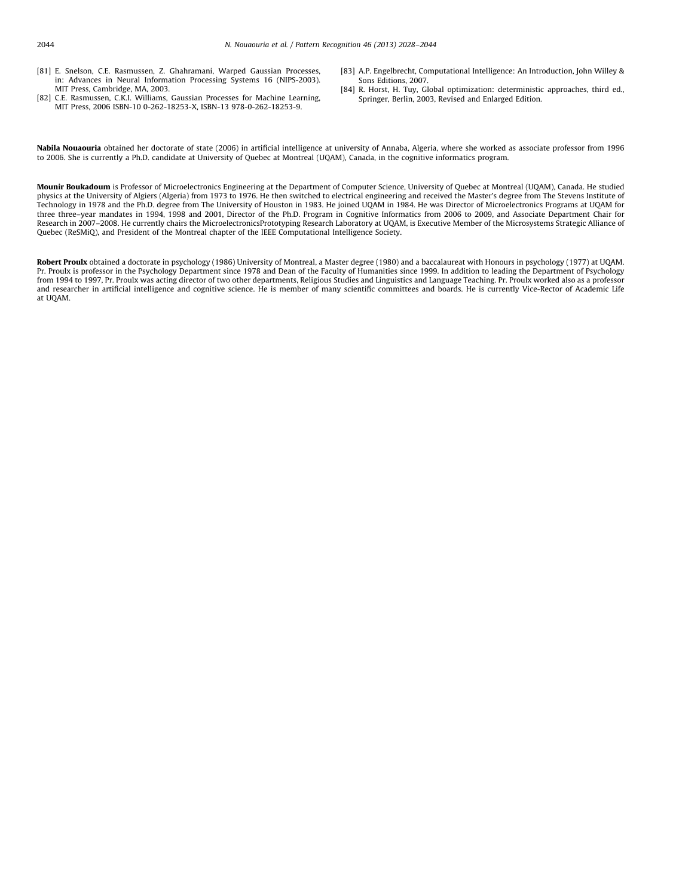[81] E. Snelson, C.E. Rasmussen, Z. Ghahramani, Warped Gaussian Processes, in: Advances in Neural Information Processing Systems 16 (NIPS-2003). MIT Press, Cambridge, MA, 2003.

[82] C.E. Rasmussen, C.K.I. Williams, Gaussian Processes for Machine Learning, MIT Press, 2006 ISBN-10 0-262-18253-X, ISBN-13 978-0-262-18253-9.

[83] A.P. Engelbrecht, Computational Intelligence: An Introduction, John Willey & Sons Editions, 2007.

[84] R. Horst, H. Tuy, Global optimization: deterministic approaches, third ed., Springer, Berlin, 2003, Revised and Enlarged Edition.

**Nabila Nouaouria** obtained her doctorate of state (2006) in artificial intelligence at university of Annaba, Algeria, where she worked as associate professor from 1996 to 2006. She is currently a Ph.D. candidate at University of Quebec at Montreal (UQAM), Canada, in the cognitive informatics program.

**Mounir Boukadoum** is Professor of Microelectronics Engineering at the Department of Computer Science, University of Quebec at Montreal (UQAM), Canada. He studied physics at the University of Algiers (Algeria) from 1973 to 1976. He then switched to electrical engineering and received the Master's degree from The Stevens Institute of Technology in 1978 and the Ph.D. degree from The University of Houston in 1983. He joined UQAM in 1984. He was Director of Microelectronics Programs at UQAM for three three–year mandates in 1994, 1998 and 2001, Director of the Ph.D. Program in Cognitive Informatics from 2006 to 2009, and Associate Department Chair for Research in 2007–2008. He currently chairs the MicroelectronicsPrototyping Research Laboratory at UQAM, is Executive Member of the Microsystems Strategic Alliance of Quebec (ReSMiQ), and President of the Montreal chapter of the IEEE Computational Intelligence Society.

**Robert Proulx** obtained a doctorate in psychology (1986) University of Montreal, a Master degree (1980) and a baccalaureat with Honours in psychology (1977) at UQAM. Pr. Proulx is professor in the Psychology Department since 1978 and Dean of the Faculty of Humanities since 1999. In addition to leading the Department of Psychology from 1994 to 1997, Pr. Proulx was acting director of two other departments, Religious Studies and Linguistics and Language Teaching. Pr. Proulx worked also as a professor and researcher in artificial intelligence and cognitive science. He is member of many scientific committees and boards. He is currently Vice-Rector of Academic Life at UQAM.